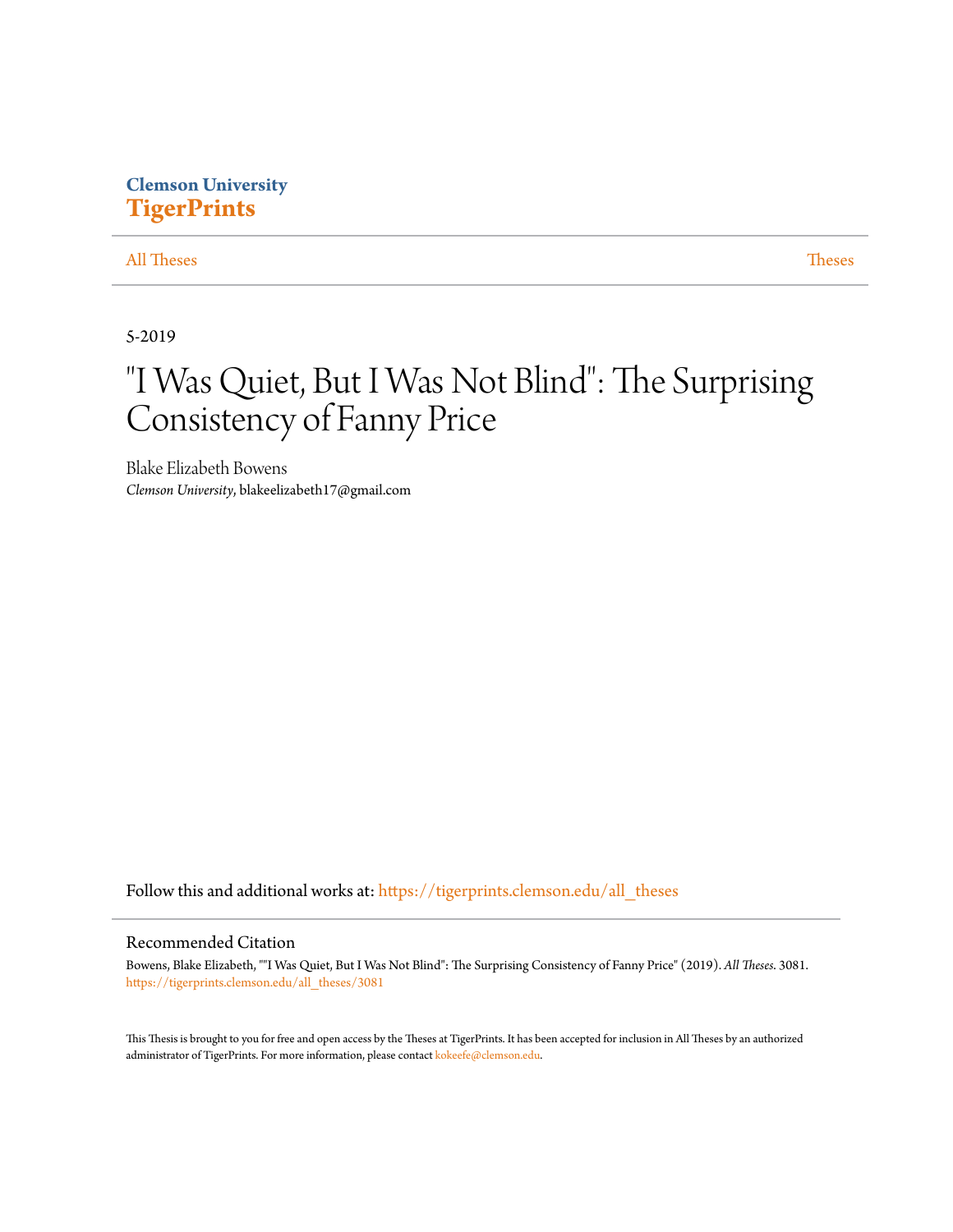Clemson University
**TigerPrints**

All Theses | Theses

5-2019

# "I Was Quiet, But I Was Not Blind": The Surprising Consistency of Fanny Price

Blake Elizabeth Bowens
*Clemson University*, blakeelizabeth17@gmail.com

Follow this and additional works at: https://tigerprints.clemson.edu/all_theses

## Recommended Citation

Bowens, Blake Elizabeth, ""I Was Quiet, But I Was Not Blind": The Surprising Consistency of Fanny Price" (2019). *All Theses*. 3081.
https://tigerprints.clemson.edu/all_theses/3081

This Thesis is brought to you for free and open access by the Theses at TigerPrints. It has been accepted for inclusion in All Theses by an authorized administrator of TigerPrints. For more information, please contact kokeefe@clemson.edu.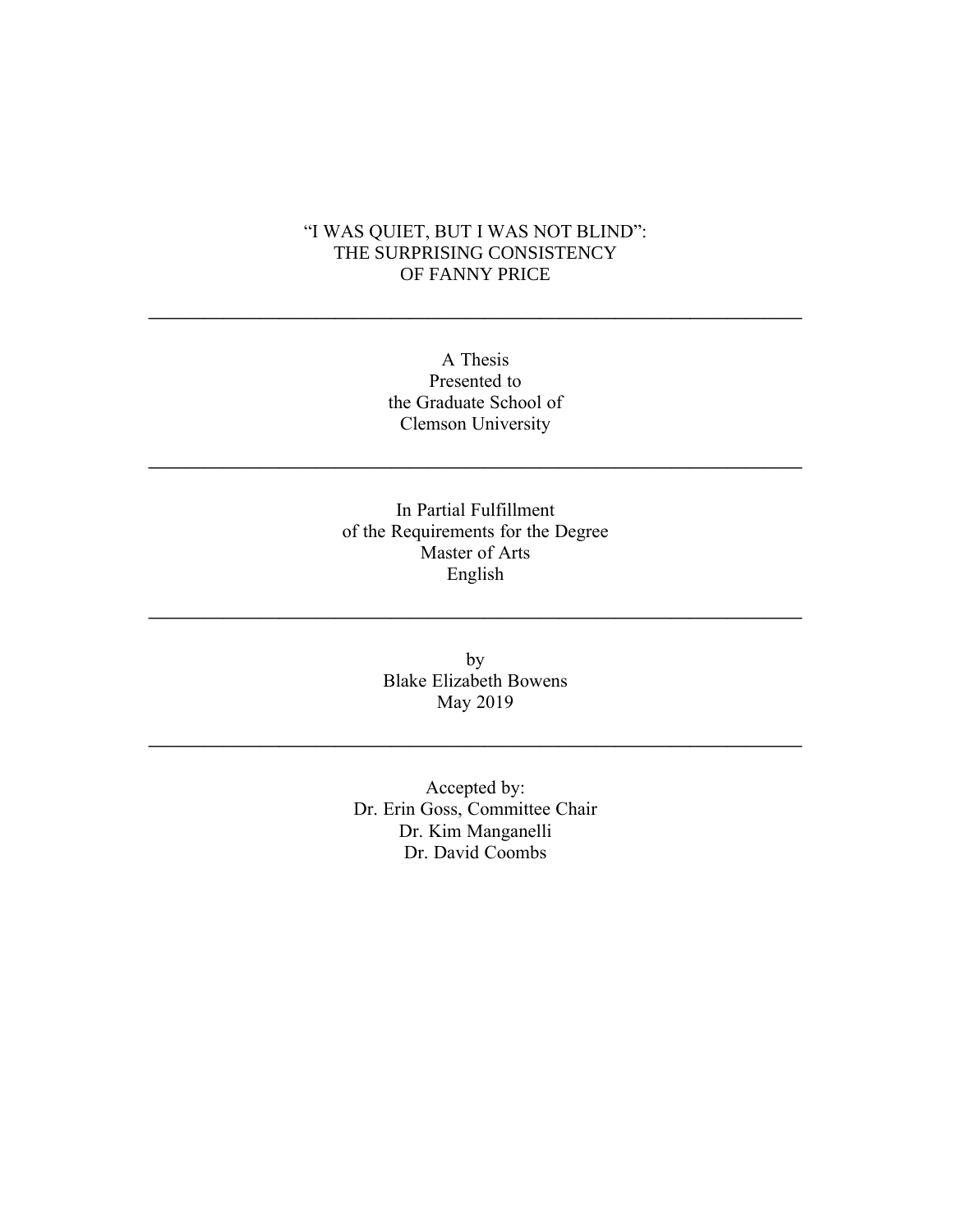# "I WAS QUIET, BUT I WAS NOT BLIND": THE SURPRISING CONSISTENCY OF FANNY PRICE

---

A Thesis
Presented to
the Graduate School of
Clemson University

---

In Partial Fulfillment
of the Requirements for the Degree
Master of Arts
English

---

by
Blake Elizabeth Bowens
May 2019

---

Accepted by:
Dr. Erin Goss, Committee Chair
Dr. Kim Manganelli
Dr. David Coombs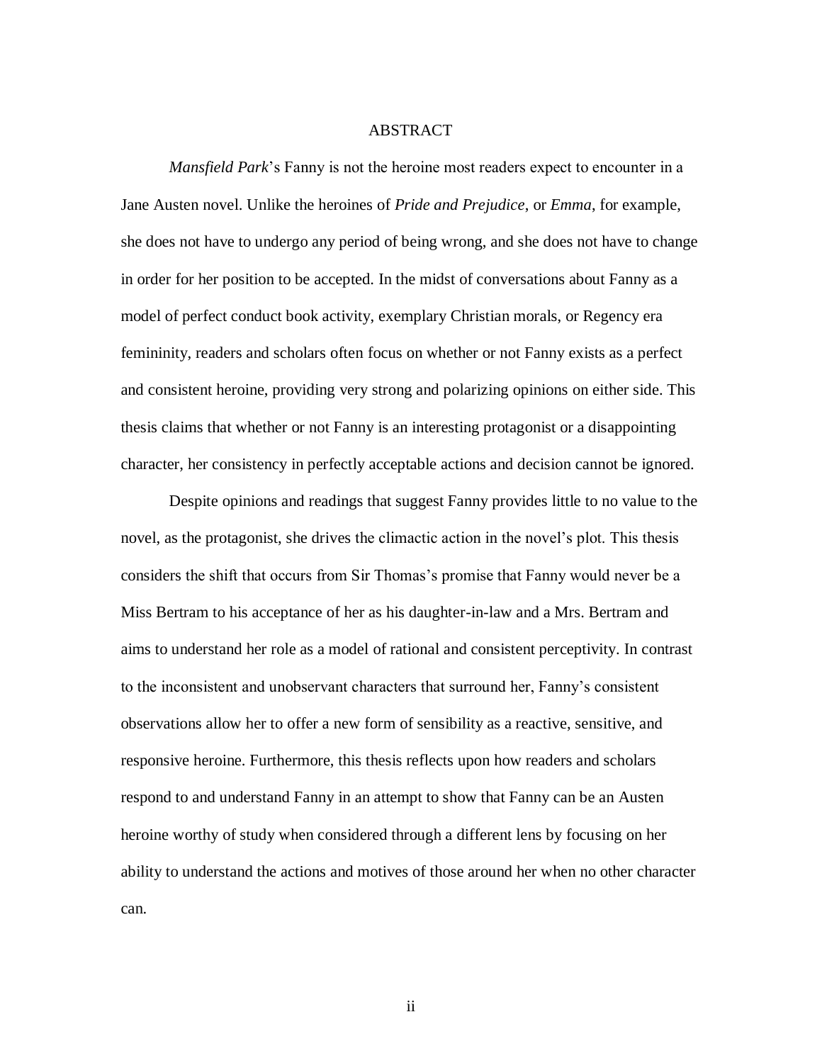# ABSTRACT

*Mansfield Park*'s Fanny is not the heroine most readers expect to encounter in a Jane Austen novel. Unlike the heroines of *Pride and Prejudice*, or *Emma*, for example, she does not have to undergo any period of being wrong, and she does not have to change in order for her position to be accepted. In the midst of conversations about Fanny as a model of perfect conduct book activity, exemplary Christian morals, or Regency era femininity, readers and scholars often focus on whether or not Fanny exists as a perfect and consistent heroine, providing very strong and polarizing opinions on either side. This thesis claims that whether or not Fanny is an interesting protagonist or a disappointing character, her consistency in perfectly acceptable actions and decision cannot be ignored.

Despite opinions and readings that suggest Fanny provides little to no value to the novel, as the protagonist, she drives the climactic action in the novel's plot. This thesis considers the shift that occurs from Sir Thomas's promise that Fanny would never be a Miss Bertram to his acceptance of her as his daughter-in-law and a Mrs. Bertram and aims to understand her role as a model of rational and consistent perceptivity. In contrast to the inconsistent and unobservant characters that surround her, Fanny's consistent observations allow her to offer a new form of sensibility as a reactive, sensitive, and responsive heroine. Furthermore, this thesis reflects upon how readers and scholars respond to and understand Fanny in an attempt to show that Fanny can be an Austen heroine worthy of study when considered through a different lens by focusing on her ability to understand the actions and motives of those around her when no other character can.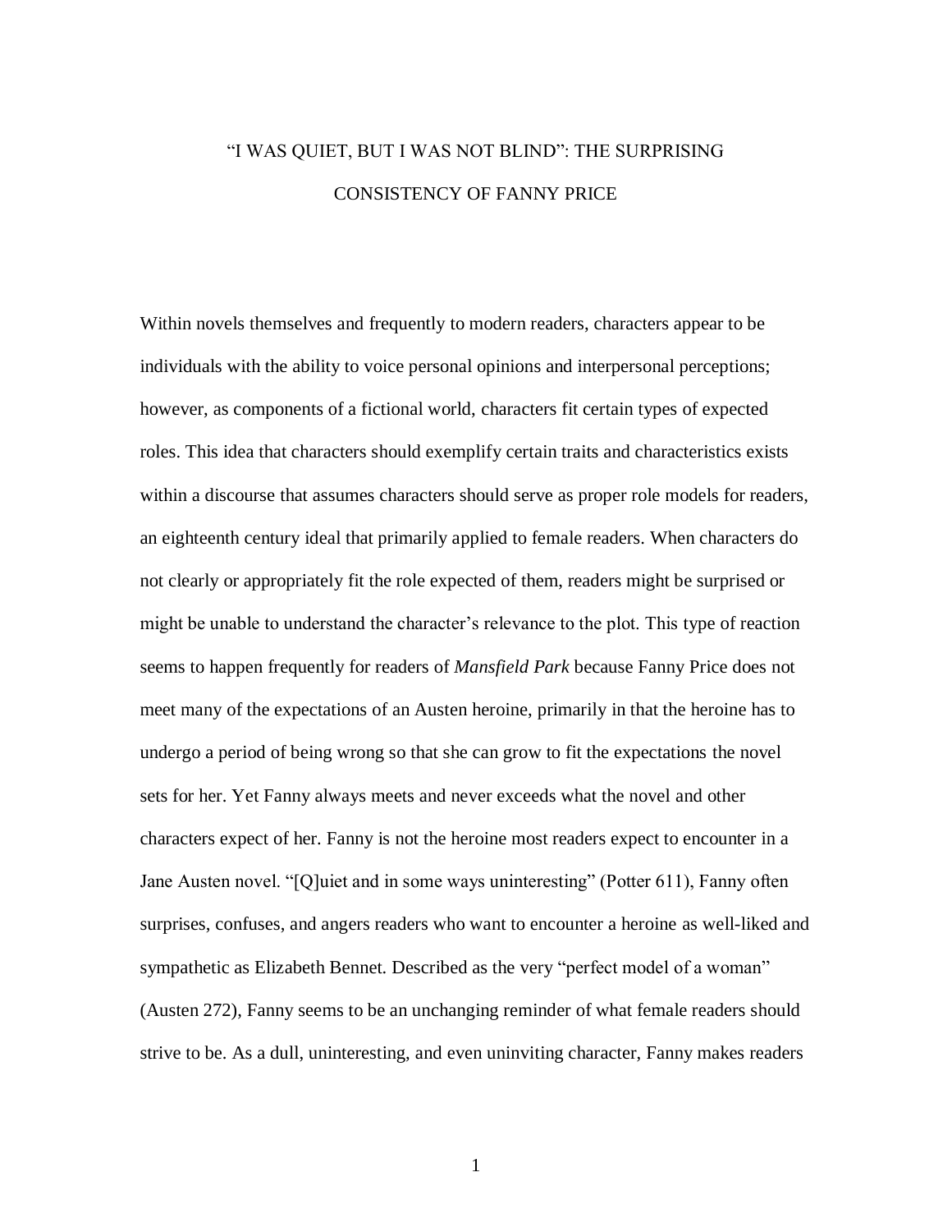# "I WAS QUIET, BUT I WAS NOT BLIND": THE SURPRISING CONSISTENCY OF FANNY PRICE

Within novels themselves and frequently to modern readers, characters appear to be individuals with the ability to voice personal opinions and interpersonal perceptions; however, as components of a fictional world, characters fit certain types of expected roles. This idea that characters should exemplify certain traits and characteristics exists within a discourse that assumes characters should serve as proper role models for readers, an eighteenth century ideal that primarily applied to female readers. When characters do not clearly or appropriately fit the role expected of them, readers might be surprised or might be unable to understand the character's relevance to the plot. This type of reaction seems to happen frequently for readers of *Mansfield Park* because Fanny Price does not meet many of the expectations of an Austen heroine, primarily in that the heroine has to undergo a period of being wrong so that she can grow to fit the expectations the novel sets for her. Yet Fanny always meets and never exceeds what the novel and other characters expect of her. Fanny is not the heroine most readers expect to encounter in a Jane Austen novel. "[Q]uiet and in some ways uninteresting" (Potter 611), Fanny often surprises, confuses, and angers readers who want to encounter a heroine as well-liked and sympathetic as Elizabeth Bennet. Described as the very "perfect model of a woman" (Austen 272), Fanny seems to be an unchanging reminder of what female readers should strive to be. As a dull, uninteresting, and even uninviting character, Fanny makes readers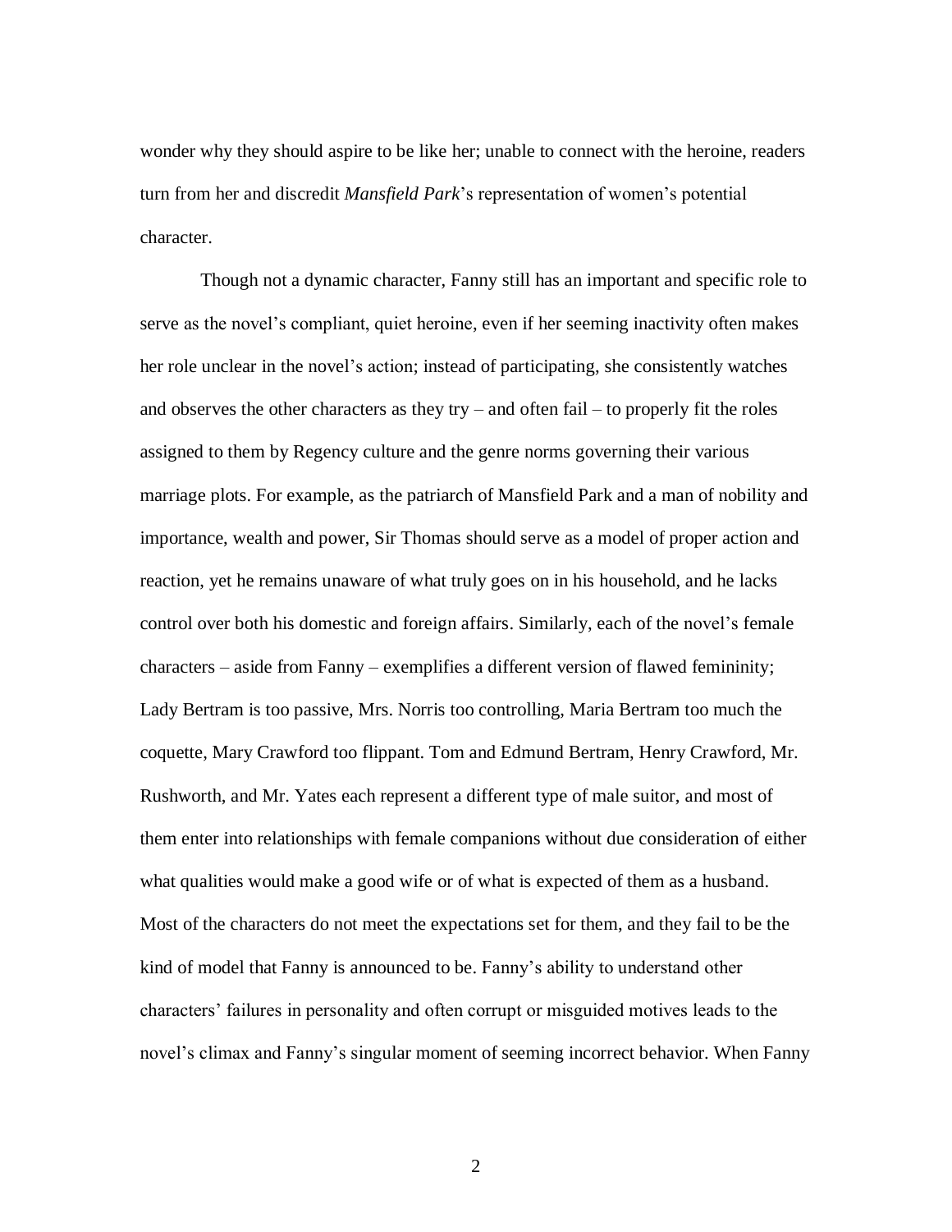wonder why they should aspire to be like her; unable to connect with the heroine, readers turn from her and discredit *Mansfield Park*'s representation of women's potential character.

Though not a dynamic character, Fanny still has an important and specific role to serve as the novel's compliant, quiet heroine, even if her seeming inactivity often makes her role unclear in the novel's action; instead of participating, she consistently watches and observes the other characters as they try – and often fail – to properly fit the roles assigned to them by Regency culture and the genre norms governing their various marriage plots. For example, as the patriarch of Mansfield Park and a man of nobility and importance, wealth and power, Sir Thomas should serve as a model of proper action and reaction, yet he remains unaware of what truly goes on in his household, and he lacks control over both his domestic and foreign affairs. Similarly, each of the novel's female characters – aside from Fanny – exemplifies a different version of flawed femininity; Lady Bertram is too passive, Mrs. Norris too controlling, Maria Bertram too much the coquette, Mary Crawford too flippant. Tom and Edmund Bertram, Henry Crawford, Mr. Rushworth, and Mr. Yates each represent a different type of male suitor, and most of them enter into relationships with female companions without due consideration of either what qualities would make a good wife or of what is expected of them as a husband. Most of the characters do not meet the expectations set for them, and they fail to be the kind of model that Fanny is announced to be. Fanny's ability to understand other characters' failures in personality and often corrupt or misguided motives leads to the novel's climax and Fanny's singular moment of seeming incorrect behavior. When Fanny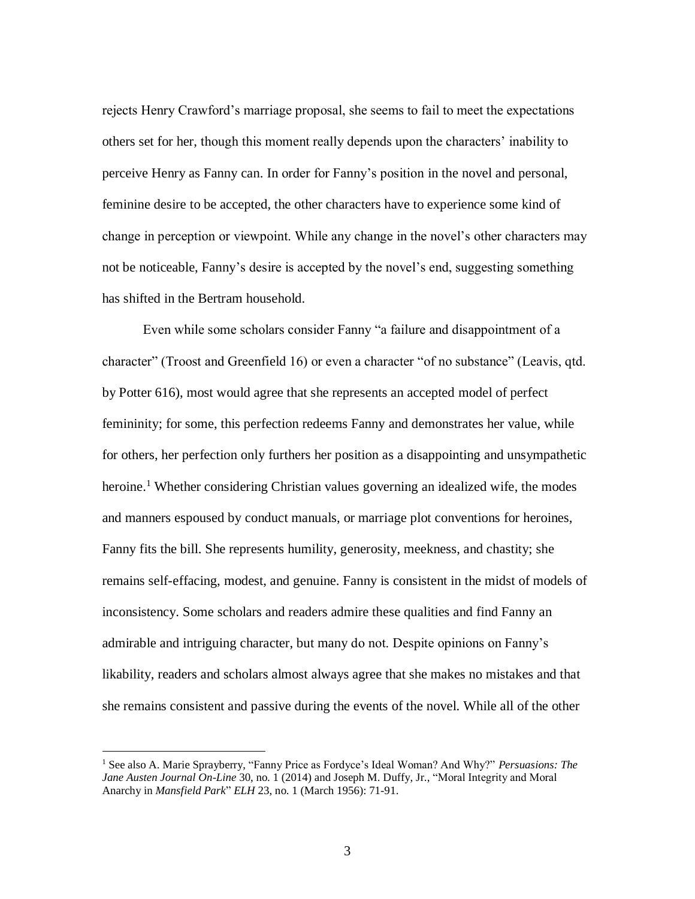rejects Henry Crawford's marriage proposal, she seems to fail to meet the expectations others set for her, though this moment really depends upon the characters' inability to perceive Henry as Fanny can. In order for Fanny's position in the novel and personal, feminine desire to be accepted, the other characters have to experience some kind of change in perception or viewpoint. While any change in the novel's other characters may not be noticeable, Fanny's desire is accepted by the novel's end, suggesting something has shifted in the Bertram household.

Even while some scholars consider Fanny "a failure and disappointment of a character" (Troost and Greenfield 16) or even a character "of no substance" (Leavis, qtd. by Potter 616), most would agree that she represents an accepted model of perfect femininity; for some, this perfection redeems Fanny and demonstrates her value, while for others, her perfection only furthers her position as a disappointing and unsympathetic heroine.[1] Whether considering Christian values governing an idealized wife, the modes and manners espoused by conduct manuals, or marriage plot conventions for heroines, Fanny fits the bill. She represents humility, generosity, meekness, and chastity; she remains self-effacing, modest, and genuine. Fanny is consistent in the midst of models of inconsistency. Some scholars and readers admire these qualities and find Fanny an admirable and intriguing character, but many do not. Despite opinions on Fanny's likability, readers and scholars almost always agree that she makes no mistakes and that she remains consistent and passive during the events of the novel. While all of the other

---

[1] See also A. Marie Sprayberry, "Fanny Price as Fordyce's Ideal Woman? And Why?" *Persuasions: The Jane Austen Journal On-Line* 30, no. 1 (2014) and Joseph M. Duffy, Jr., "Moral Integrity and Moral Anarchy in *Mansfield Park*" *ELH* 23, no. 1 (March 1956): 71-91.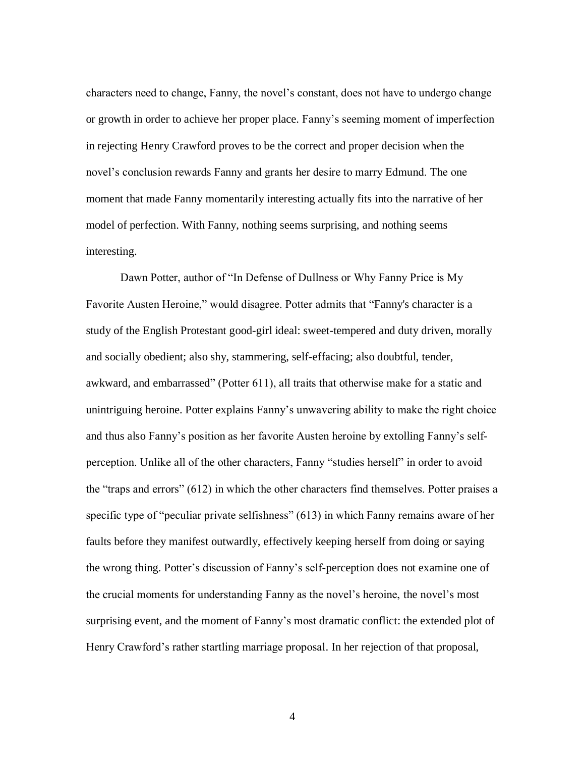characters need to change, Fanny, the novel's constant, does not have to undergo change or growth in order to achieve her proper place. Fanny's seeming moment of imperfection in rejecting Henry Crawford proves to be the correct and proper decision when the novel's conclusion rewards Fanny and grants her desire to marry Edmund. The one moment that made Fanny momentarily interesting actually fits into the narrative of her model of perfection. With Fanny, nothing seems surprising, and nothing seems interesting.

Dawn Potter, author of "In Defense of Dullness or Why Fanny Price is My Favorite Austen Heroine," would disagree. Potter admits that "Fanny's character is a study of the English Protestant good-girl ideal: sweet-tempered and duty driven, morally and socially obedient; also shy, stammering, self-effacing; also doubtful, tender, awkward, and embarrassed" (Potter 611), all traits that otherwise make for a static and unintriguing heroine. Potter explains Fanny's unwavering ability to make the right choice and thus also Fanny's position as her favorite Austen heroine by extolling Fanny's self-perception. Unlike all of the other characters, Fanny "studies herself" in order to avoid the "traps and errors" (612) in which the other characters find themselves. Potter praises a specific type of "peculiar private selfishness" (613) in which Fanny remains aware of her faults before they manifest outwardly, effectively keeping herself from doing or saying the wrong thing. Potter's discussion of Fanny's self-perception does not examine one of the crucial moments for understanding Fanny as the novel's heroine, the novel's most surprising event, and the moment of Fanny's most dramatic conflict: the extended plot of Henry Crawford's rather startling marriage proposal. In her rejection of that proposal,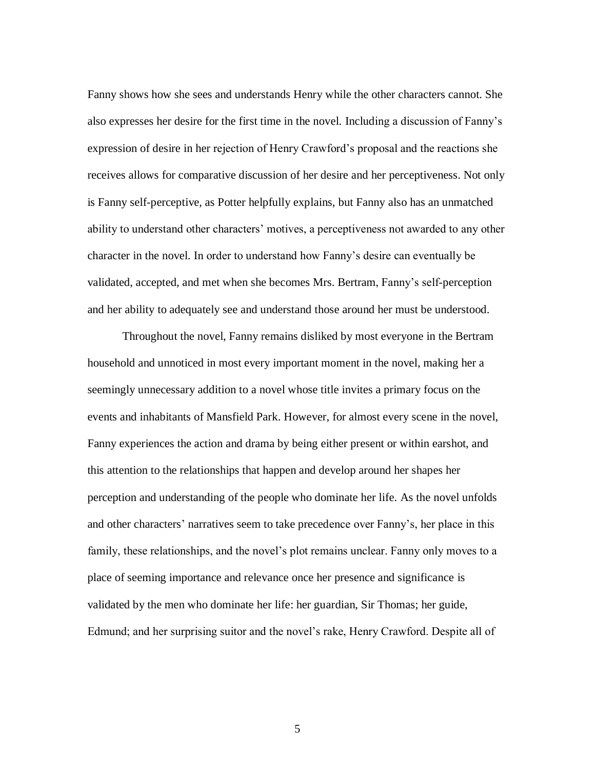Fanny shows how she sees and understands Henry while the other characters cannot. She also expresses her desire for the first time in the novel. Including a discussion of Fanny's expression of desire in her rejection of Henry Crawford's proposal and the reactions she receives allows for comparative discussion of her desire and her perceptiveness. Not only is Fanny self-perceptive, as Potter helpfully explains, but Fanny also has an unmatched ability to understand other characters' motives, a perceptiveness not awarded to any other character in the novel. In order to understand how Fanny's desire can eventually be validated, accepted, and met when she becomes Mrs. Bertram, Fanny's self-perception and her ability to adequately see and understand those around her must be understood.

Throughout the novel, Fanny remains disliked by most everyone in the Bertram household and unnoticed in most every important moment in the novel, making her a seemingly unnecessary addition to a novel whose title invites a primary focus on the events and inhabitants of Mansfield Park. However, for almost every scene in the novel, Fanny experiences the action and drama by being either present or within earshot, and this attention to the relationships that happen and develop around her shapes her perception and understanding of the people who dominate her life. As the novel unfolds and other characters' narratives seem to take precedence over Fanny's, her place in this family, these relationships, and the novel's plot remains unclear. Fanny only moves to a place of seeming importance and relevance once her presence and significance is validated by the men who dominate her life: her guardian, Sir Thomas; her guide, Edmund; and her surprising suitor and the novel's rake, Henry Crawford. Despite all of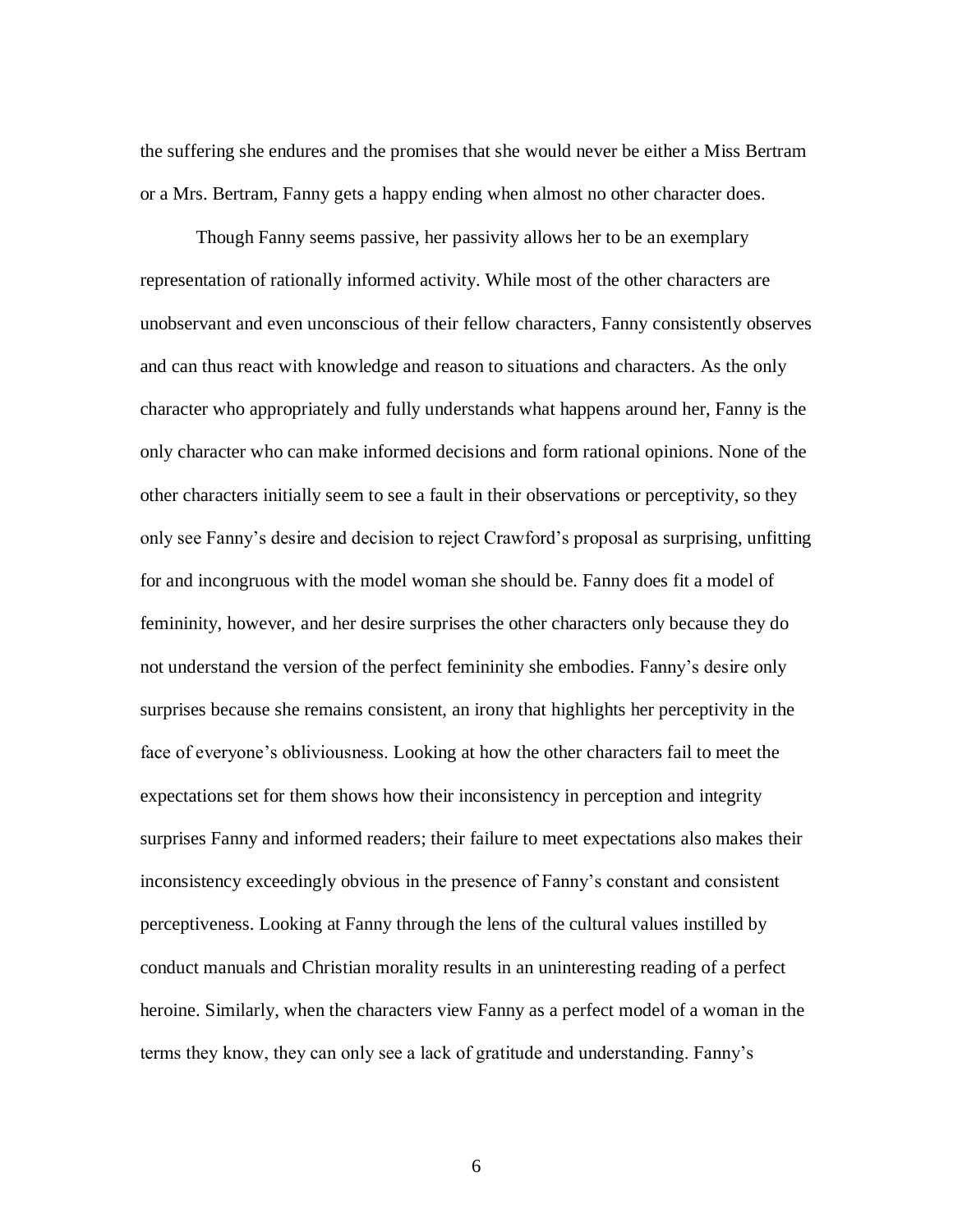the suffering she endures and the promises that she would never be either a Miss Bertram or a Mrs. Bertram, Fanny gets a happy ending when almost no other character does.

Though Fanny seems passive, her passivity allows her to be an exemplary representation of rationally informed activity. While most of the other characters are unobservant and even unconscious of their fellow characters, Fanny consistently observes and can thus react with knowledge and reason to situations and characters. As the only character who appropriately and fully understands what happens around her, Fanny is the only character who can make informed decisions and form rational opinions. None of the other characters initially seem to see a fault in their observations or perceptivity, so they only see Fanny's desire and decision to reject Crawford's proposal as surprising, unfitting for and incongruous with the model woman she should be. Fanny does fit a model of femininity, however, and her desire surprises the other characters only because they do not understand the version of the perfect femininity she embodies. Fanny's desire only surprises because she remains consistent, an irony that highlights her perceptivity in the face of everyone's obliviousness. Looking at how the other characters fail to meet the expectations set for them shows how their inconsistency in perception and integrity surprises Fanny and informed readers; their failure to meet expectations also makes their inconsistency exceedingly obvious in the presence of Fanny's constant and consistent perceptiveness. Looking at Fanny through the lens of the cultural values instilled by conduct manuals and Christian morality results in an uninteresting reading of a perfect heroine. Similarly, when the characters view Fanny as a perfect model of a woman in the terms they know, they can only see a lack of gratitude and understanding. Fanny's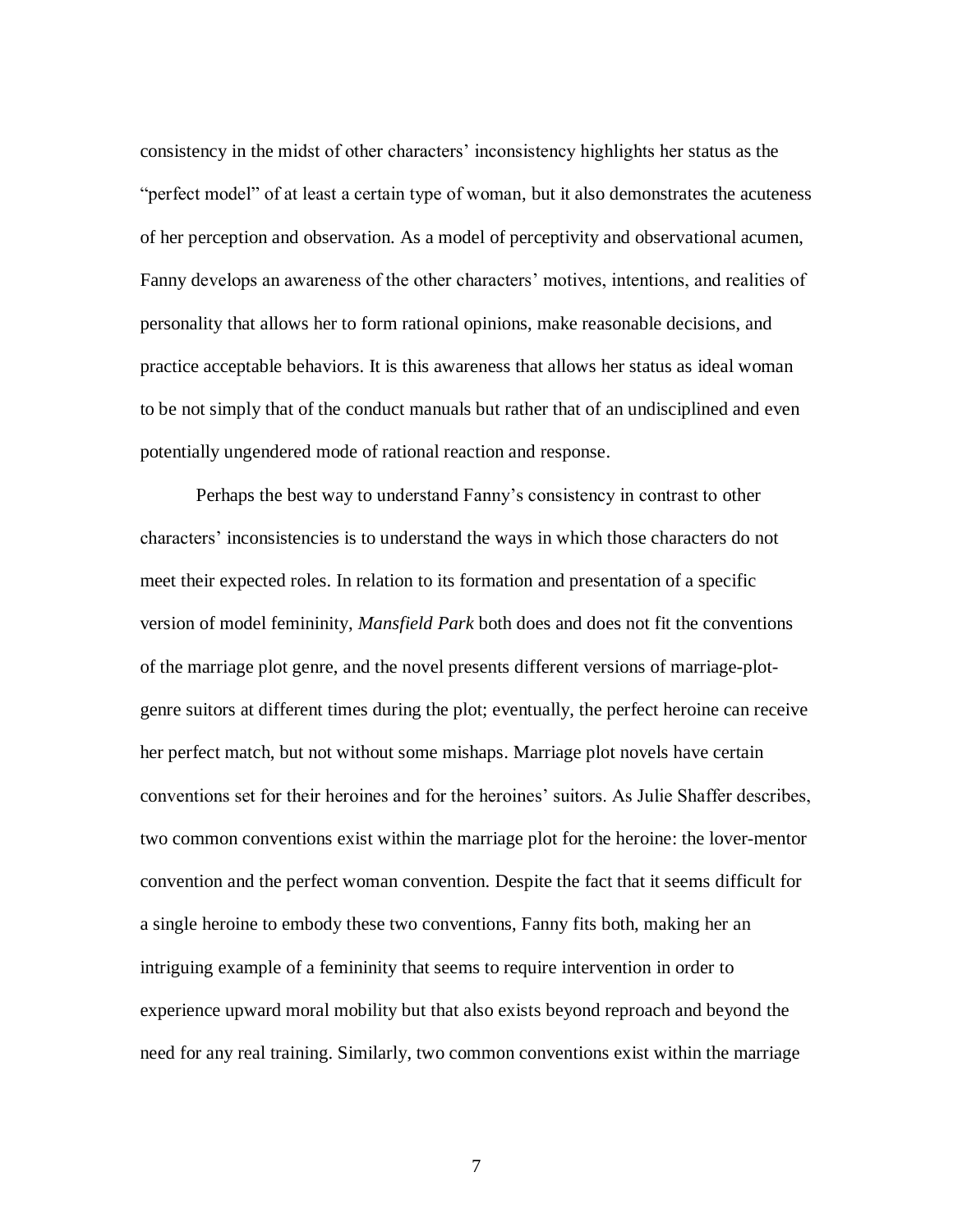consistency in the midst of other characters' inconsistency highlights her status as the "perfect model" of at least a certain type of woman, but it also demonstrates the acuteness of her perception and observation. As a model of perceptivity and observational acumen, Fanny develops an awareness of the other characters' motives, intentions, and realities of personality that allows her to form rational opinions, make reasonable decisions, and practice acceptable behaviors. It is this awareness that allows her status as ideal woman to be not simply that of the conduct manuals but rather that of an undisciplined and even potentially ungendered mode of rational reaction and response.

Perhaps the best way to understand Fanny's consistency in contrast to other characters' inconsistencies is to understand the ways in which those characters do not meet their expected roles. In relation to its formation and presentation of a specific version of model femininity, *Mansfield Park* both does and does not fit the conventions of the marriage plot genre, and the novel presents different versions of marriage-plot-genre suitors at different times during the plot; eventually, the perfect heroine can receive her perfect match, but not without some mishaps. Marriage plot novels have certain conventions set for their heroines and for the heroines' suitors. As Julie Shaffer describes, two common conventions exist within the marriage plot for the heroine: the lover-mentor convention and the perfect woman convention. Despite the fact that it seems difficult for a single heroine to embody these two conventions, Fanny fits both, making her an intriguing example of a femininity that seems to require intervention in order to experience upward moral mobility but that also exists beyond reproach and beyond the need for any real training. Similarly, two common conventions exist within the marriage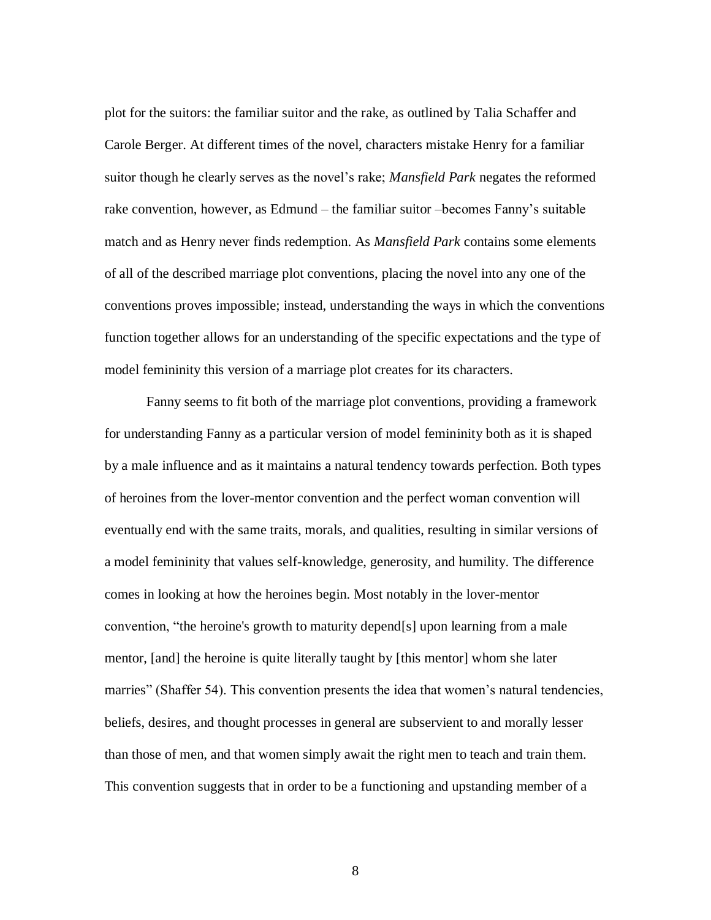plot for the suitors: the familiar suitor and the rake, as outlined by Talia Schaffer and Carole Berger. At different times of the novel, characters mistake Henry for a familiar suitor though he clearly serves as the novel's rake; *Mansfield Park* negates the reformed rake convention, however, as Edmund – the familiar suitor –becomes Fanny's suitable match and as Henry never finds redemption. As *Mansfield Park* contains some elements of all of the described marriage plot conventions, placing the novel into any one of the conventions proves impossible; instead, understanding the ways in which the conventions function together allows for an understanding of the specific expectations and the type of model femininity this version of a marriage plot creates for its characters.

Fanny seems to fit both of the marriage plot conventions, providing a framework for understanding Fanny as a particular version of model femininity both as it is shaped by a male influence and as it maintains a natural tendency towards perfection. Both types of heroines from the lover-mentor convention and the perfect woman convention will eventually end with the same traits, morals, and qualities, resulting in similar versions of a model femininity that values self-knowledge, generosity, and humility. The difference comes in looking at how the heroines begin. Most notably in the lover-mentor convention, "the heroine's growth to maturity depend[s] upon learning from a male mentor, [and] the heroine is quite literally taught by [this mentor] whom she later marries" (Shaffer 54). This convention presents the idea that women's natural tendencies, beliefs, desires, and thought processes in general are subservient to and morally lesser than those of men, and that women simply await the right men to teach and train them. This convention suggests that in order to be a functioning and upstanding member of a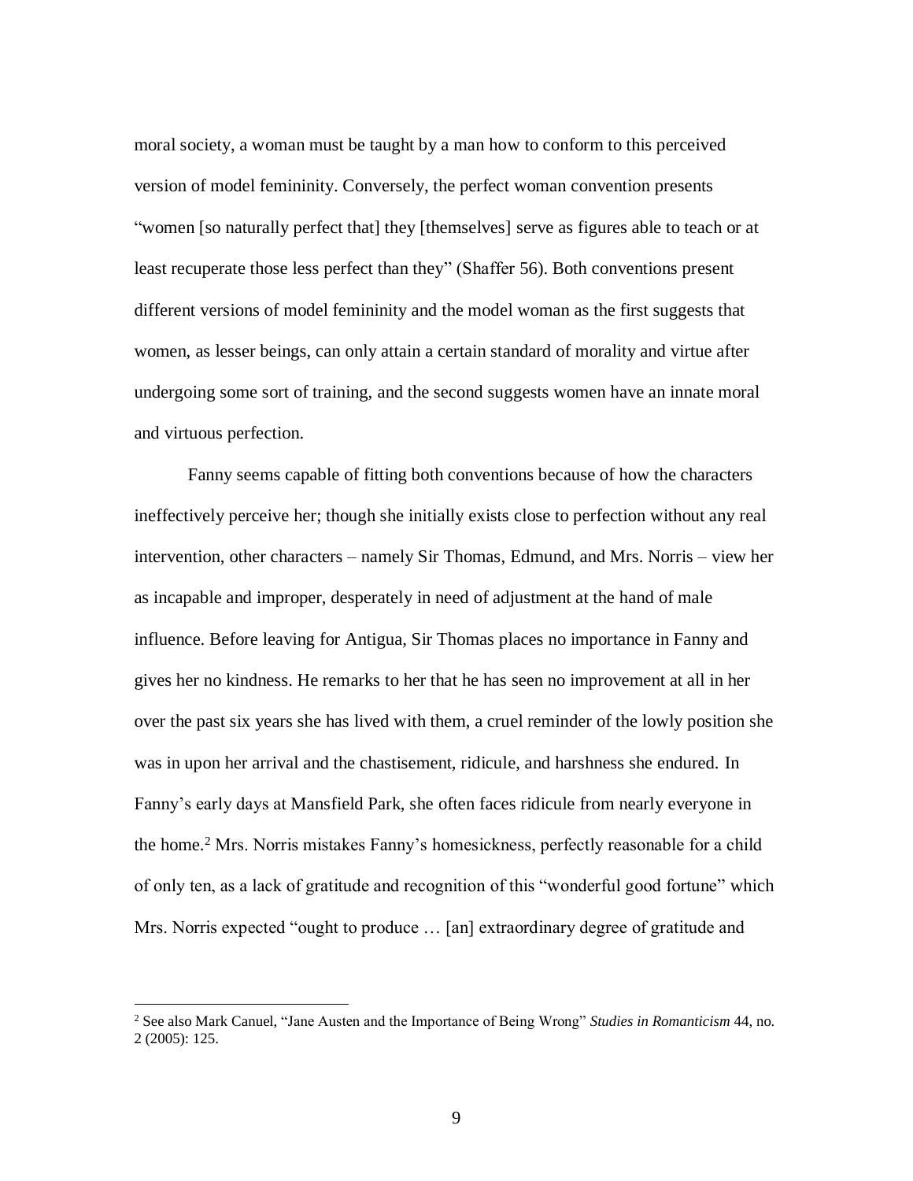moral society, a woman must be taught by a man how to conform to this perceived version of model femininity. Conversely, the perfect woman convention presents "women [so naturally perfect that] they [themselves] serve as figures able to teach or at least recuperate those less perfect than they" (Shaffer 56). Both conventions present different versions of model femininity and the model woman as the first suggests that women, as lesser beings, can only attain a certain standard of morality and virtue after undergoing some sort of training, and the second suggests women have an innate moral and virtuous perfection.

Fanny seems capable of fitting both conventions because of how the characters ineffectively perceive her; though she initially exists close to perfection without any real intervention, other characters – namely Sir Thomas, Edmund, and Mrs. Norris – view her as incapable and improper, desperately in need of adjustment at the hand of male influence. Before leaving for Antigua, Sir Thomas places no importance in Fanny and gives her no kindness. He remarks to her that he has seen no improvement at all in her over the past six years she has lived with them, a cruel reminder of the lowly position she was in upon her arrival and the chastisement, ridicule, and harshness she endured. In Fanny's early days at Mansfield Park, she often faces ridicule from nearly everyone in the home.[2] Mrs. Norris mistakes Fanny's homesickness, perfectly reasonable for a child of only ten, as a lack of gratitude and recognition of this "wonderful good fortune" which Mrs. Norris expected "ought to produce … [an] extraordinary degree of gratitude and

[2] See also Mark Canuel, "Jane Austen and the Importance of Being Wrong" *Studies in Romanticism* 44, no. 2 (2005): 125.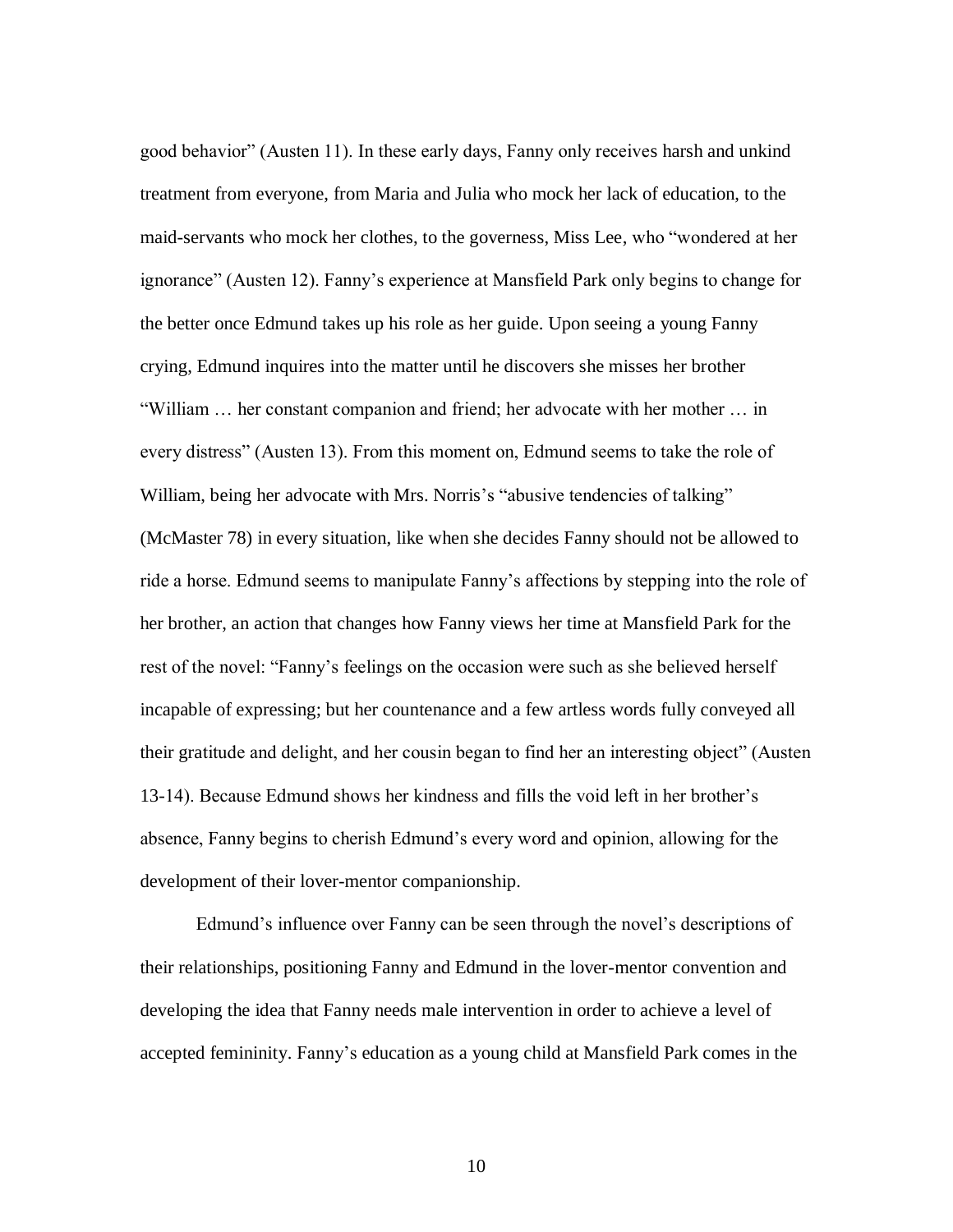good behavior" (Austen 11). In these early days, Fanny only receives harsh and unkind treatment from everyone, from Maria and Julia who mock her lack of education, to the maid-servants who mock her clothes, to the governess, Miss Lee, who "wondered at her ignorance" (Austen 12). Fanny's experience at Mansfield Park only begins to change for the better once Edmund takes up his role as her guide. Upon seeing a young Fanny crying, Edmund inquires into the matter until he discovers she misses her brother "William … her constant companion and friend; her advocate with her mother … in every distress" (Austen 13). From this moment on, Edmund seems to take the role of William, being her advocate with Mrs. Norris's "abusive tendencies of talking" (McMaster 78) in every situation, like when she decides Fanny should not be allowed to ride a horse. Edmund seems to manipulate Fanny's affections by stepping into the role of her brother, an action that changes how Fanny views her time at Mansfield Park for the rest of the novel: "Fanny's feelings on the occasion were such as she believed herself incapable of expressing; but her countenance and a few artless words fully conveyed all their gratitude and delight, and her cousin began to find her an interesting object" (Austen 13-14). Because Edmund shows her kindness and fills the void left in her brother's absence, Fanny begins to cherish Edmund's every word and opinion, allowing for the development of their lover-mentor companionship.

Edmund's influence over Fanny can be seen through the novel's descriptions of their relationships, positioning Fanny and Edmund in the lover-mentor convention and developing the idea that Fanny needs male intervention in order to achieve a level of accepted femininity. Fanny's education as a young child at Mansfield Park comes in the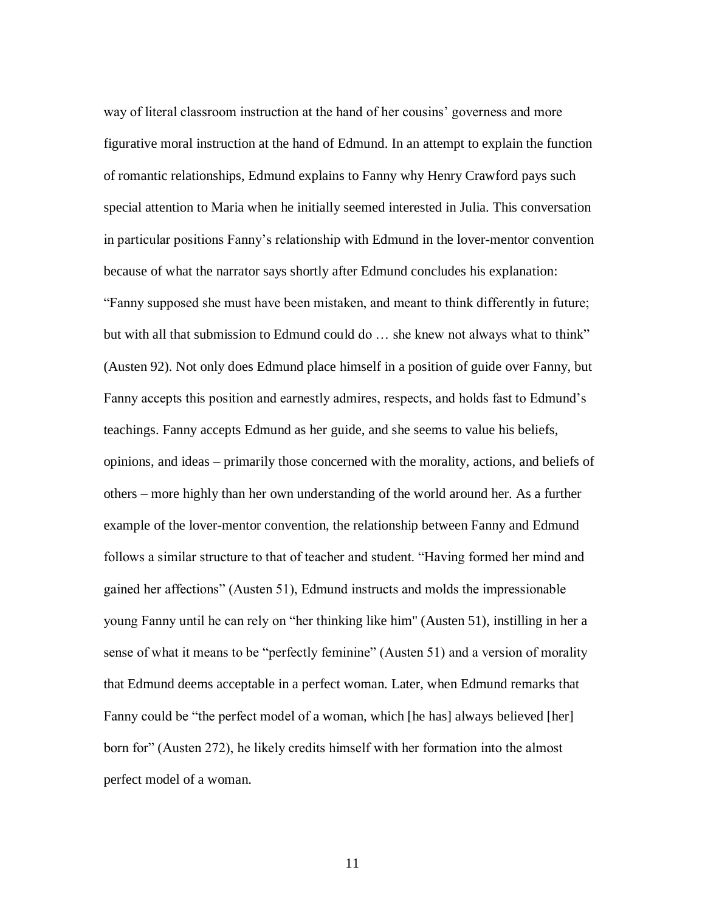way of literal classroom instruction at the hand of her cousins' governess and more figurative moral instruction at the hand of Edmund. In an attempt to explain the function of romantic relationships, Edmund explains to Fanny why Henry Crawford pays such special attention to Maria when he initially seemed interested in Julia. This conversation in particular positions Fanny's relationship with Edmund in the lover-mentor convention because of what the narrator says shortly after Edmund concludes his explanation: "Fanny supposed she must have been mistaken, and meant to think differently in future; but with all that submission to Edmund could do … she knew not always what to think" (Austen 92). Not only does Edmund place himself in a position of guide over Fanny, but Fanny accepts this position and earnestly admires, respects, and holds fast to Edmund's teachings. Fanny accepts Edmund as her guide, and she seems to value his beliefs, opinions, and ideas – primarily those concerned with the morality, actions, and beliefs of others – more highly than her own understanding of the world around her. As a further example of the lover-mentor convention, the relationship between Fanny and Edmund follows a similar structure to that of teacher and student. "Having formed her mind and gained her affections" (Austen 51), Edmund instructs and molds the impressionable young Fanny until he can rely on "her thinking like him" (Austen 51), instilling in her a sense of what it means to be "perfectly feminine" (Austen 51) and a version of morality that Edmund deems acceptable in a perfect woman. Later, when Edmund remarks that Fanny could be "the perfect model of a woman, which [he has] always believed [her] born for" (Austen 272), he likely credits himself with her formation into the almost perfect model of a woman.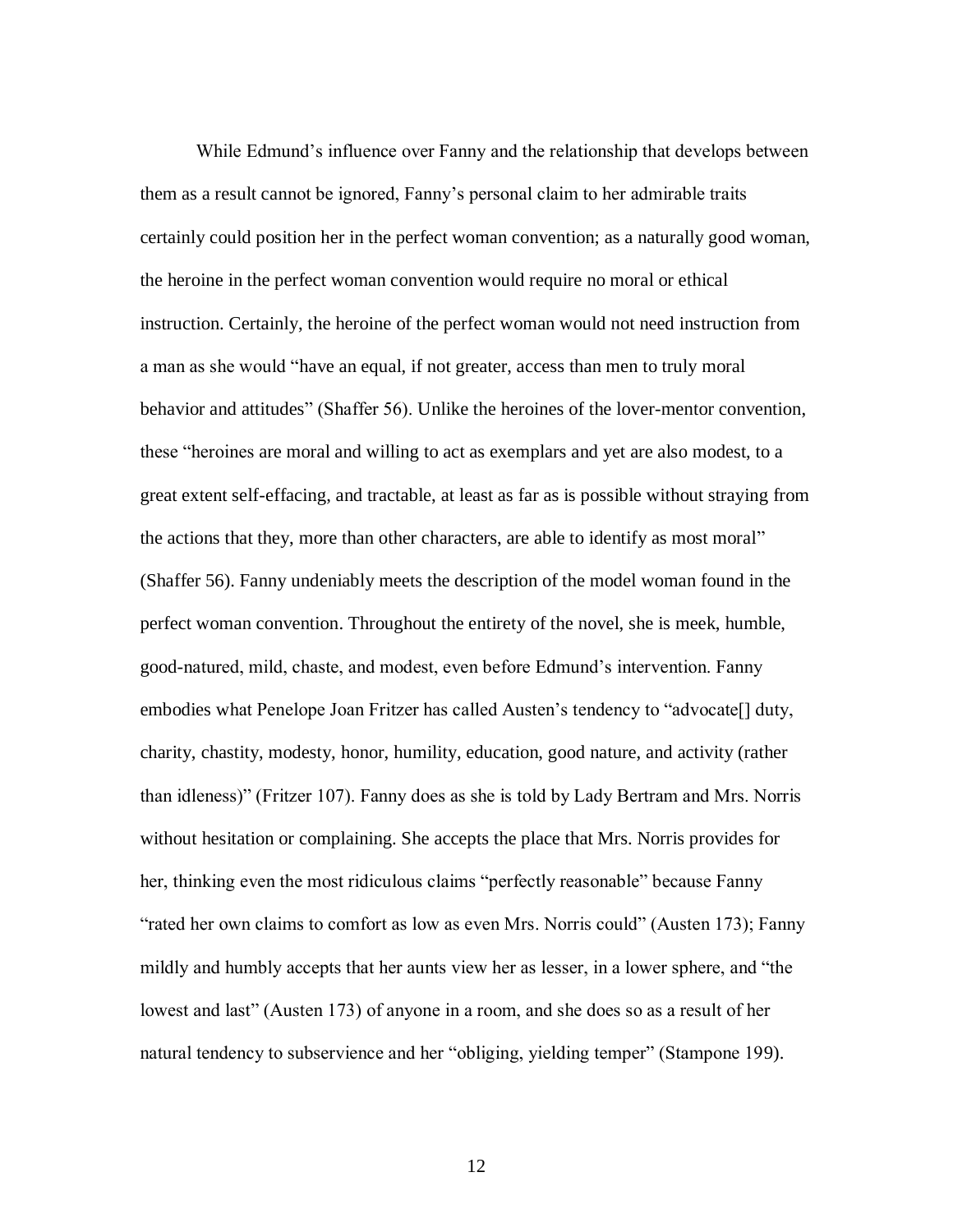While Edmund's influence over Fanny and the relationship that develops between them as a result cannot be ignored, Fanny's personal claim to her admirable traits certainly could position her in the perfect woman convention; as a naturally good woman, the heroine in the perfect woman convention would require no moral or ethical instruction. Certainly, the heroine of the perfect woman would not need instruction from a man as she would "have an equal, if not greater, access than men to truly moral behavior and attitudes" (Shaffer 56). Unlike the heroines of the lover-mentor convention, these "heroines are moral and willing to act as exemplars and yet are also modest, to a great extent self-effacing, and tractable, at least as far as is possible without straying from the actions that they, more than other characters, are able to identify as most moral" (Shaffer 56). Fanny undeniably meets the description of the model woman found in the perfect woman convention. Throughout the entirety of the novel, she is meek, humble, good-natured, mild, chaste, and modest, even before Edmund's intervention. Fanny embodies what Penelope Joan Fritzer has called Austen's tendency to "advocate[] duty, charity, chastity, modesty, honor, humility, education, good nature, and activity (rather than idleness)" (Fritzer 107). Fanny does as she is told by Lady Bertram and Mrs. Norris without hesitation or complaining. She accepts the place that Mrs. Norris provides for her, thinking even the most ridiculous claims "perfectly reasonable" because Fanny "rated her own claims to comfort as low as even Mrs. Norris could" (Austen 173); Fanny mildly and humbly accepts that her aunts view her as lesser, in a lower sphere, and "the lowest and last" (Austen 173) of anyone in a room, and she does so as a result of her natural tendency to subservience and her "obliging, yielding temper" (Stampone 199).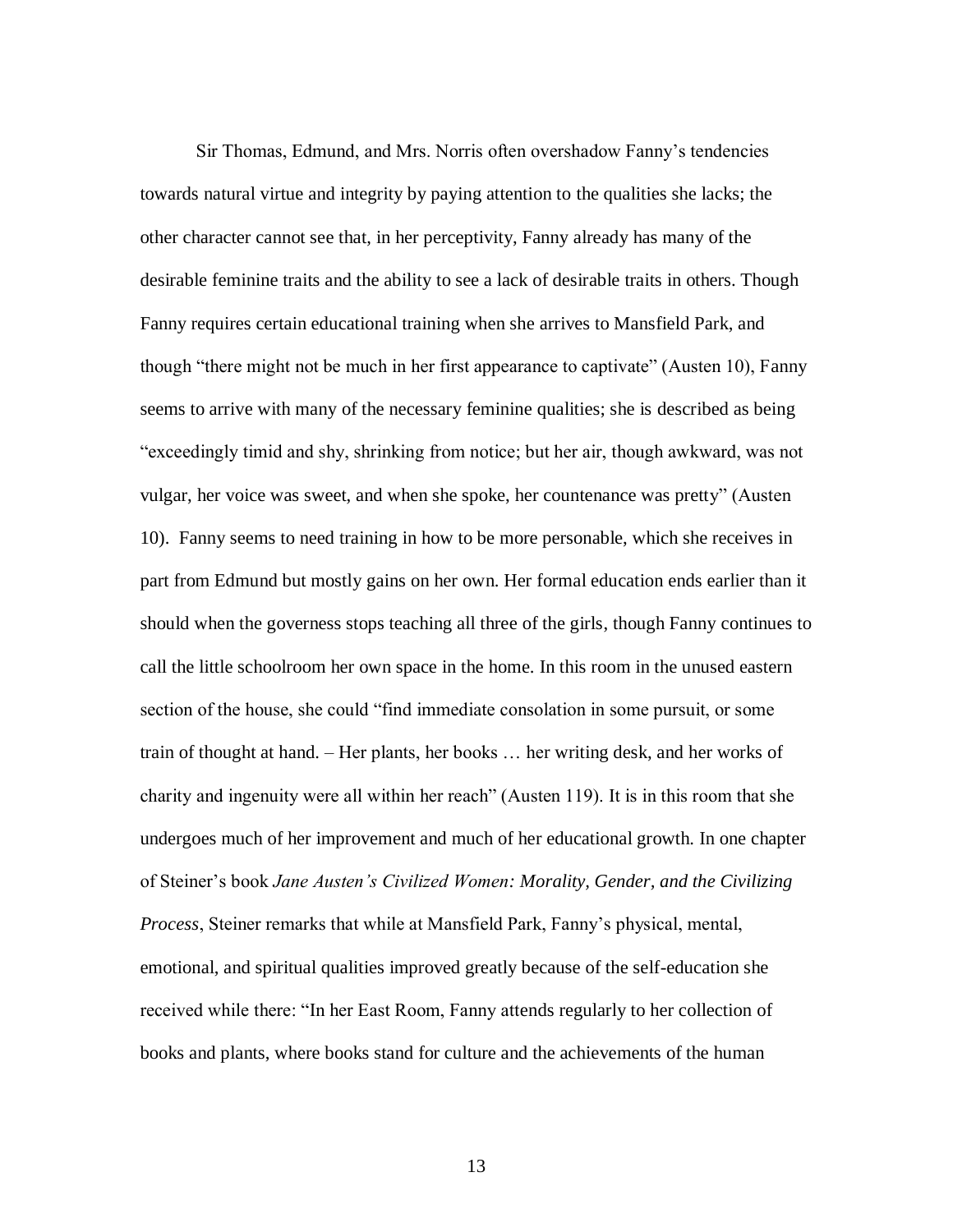Sir Thomas, Edmund, and Mrs. Norris often overshadow Fanny's tendencies towards natural virtue and integrity by paying attention to the qualities she lacks; the other character cannot see that, in her perceptivity, Fanny already has many of the desirable feminine traits and the ability to see a lack of desirable traits in others. Though Fanny requires certain educational training when she arrives to Mansfield Park, and though "there might not be much in her first appearance to captivate" (Austen 10), Fanny seems to arrive with many of the necessary feminine qualities; she is described as being "exceedingly timid and shy, shrinking from notice; but her air, though awkward, was not vulgar, her voice was sweet, and when she spoke, her countenance was pretty" (Austen 10). Fanny seems to need training in how to be more personable, which she receives in part from Edmund but mostly gains on her own. Her formal education ends earlier than it should when the governess stops teaching all three of the girls, though Fanny continues to call the little schoolroom her own space in the home. In this room in the unused eastern section of the house, she could "find immediate consolation in some pursuit, or some train of thought at hand. – Her plants, her books … her writing desk, and her works of charity and ingenuity were all within her reach" (Austen 119). It is in this room that she undergoes much of her improvement and much of her educational growth. In one chapter of Steiner's book *Jane Austen's Civilized Women: Morality, Gender, and the Civilizing Process*, Steiner remarks that while at Mansfield Park, Fanny's physical, mental, emotional, and spiritual qualities improved greatly because of the self-education she received while there: "In her East Room, Fanny attends regularly to her collection of books and plants, where books stand for culture and the achievements of the human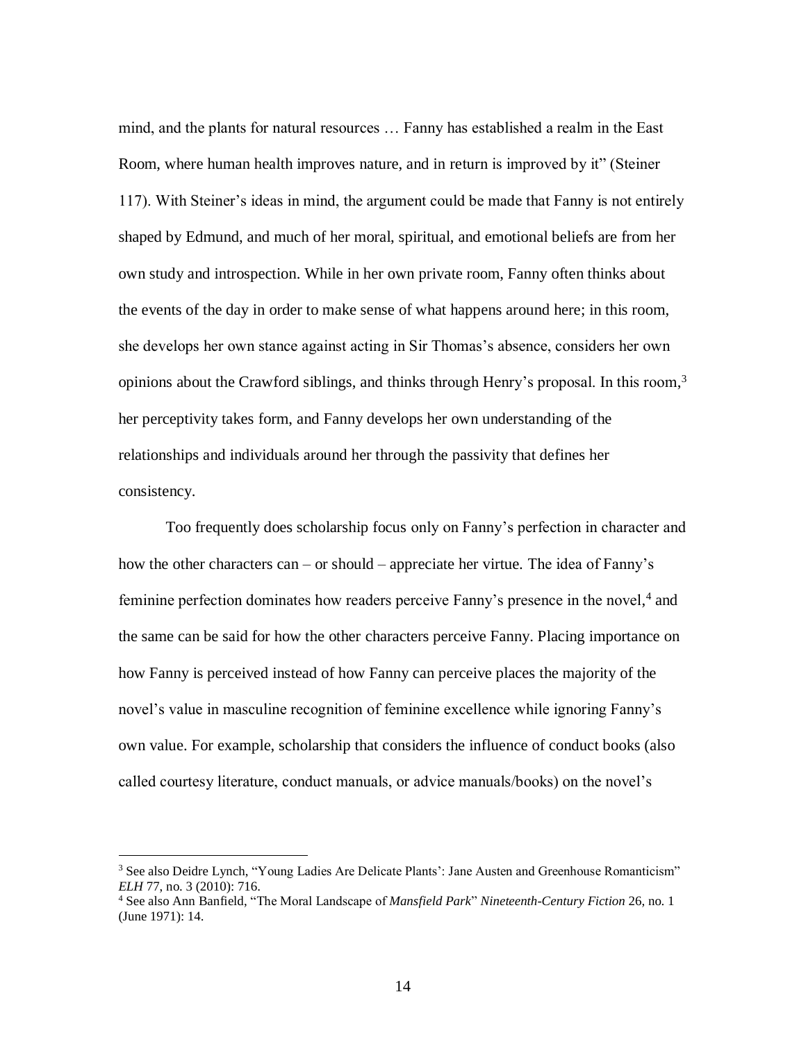mind, and the plants for natural resources … Fanny has established a realm in the East Room, where human health improves nature, and in return is improved by it" (Steiner 117). With Steiner's ideas in mind, the argument could be made that Fanny is not entirely shaped by Edmund, and much of her moral, spiritual, and emotional beliefs are from her own study and introspection. While in her own private room, Fanny often thinks about the events of the day in order to make sense of what happens around here; in this room, she develops her own stance against acting in Sir Thomas's absence, considers her own opinions about the Crawford siblings, and thinks through Henry's proposal. In this room,[3] her perceptivity takes form, and Fanny develops her own understanding of the relationships and individuals around her through the passivity that defines her consistency.

Too frequently does scholarship focus only on Fanny's perfection in character and how the other characters can – or should – appreciate her virtue. The idea of Fanny's feminine perfection dominates how readers perceive Fanny's presence in the novel,[4] and the same can be said for how the other characters perceive Fanny. Placing importance on how Fanny is perceived instead of how Fanny can perceive places the majority of the novel's value in masculine recognition of feminine excellence while ignoring Fanny's own value. For example, scholarship that considers the influence of conduct books (also called courtesy literature, conduct manuals, or advice manuals/books) on the novel's

[3] See also Deidre Lynch, "Young Ladies Are Delicate Plants': Jane Austen and Greenhouse Romanticism" *ELH* 77, no. 3 (2010): 716.

[4] See also Ann Banfield, "The Moral Landscape of *Mansfield Park*" *Nineteenth-Century Fiction* 26, no. 1 (June 1971): 14.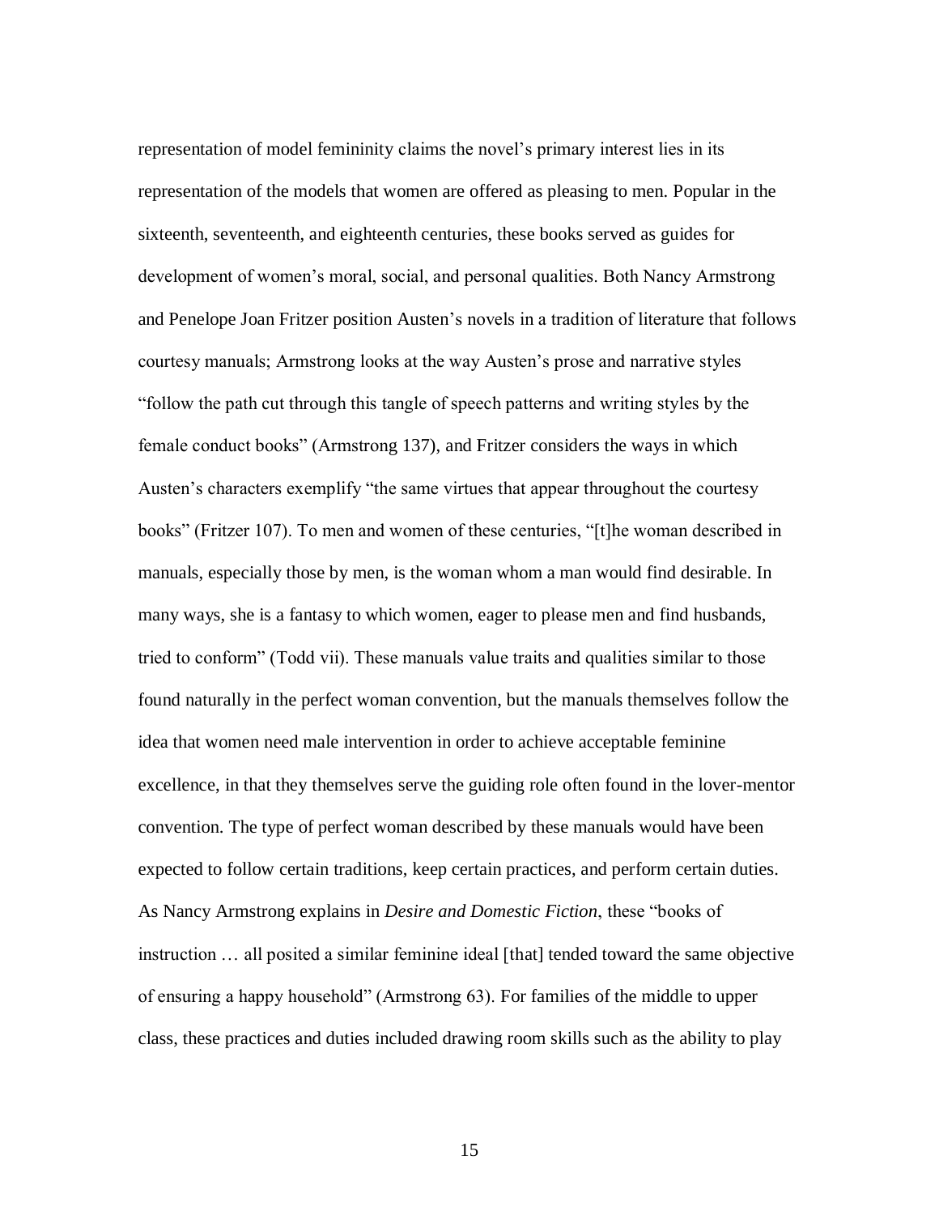representation of model femininity claims the novel's primary interest lies in its representation of the models that women are offered as pleasing to men. Popular in the sixteenth, seventeenth, and eighteenth centuries, these books served as guides for development of women's moral, social, and personal qualities. Both Nancy Armstrong and Penelope Joan Fritzer position Austen's novels in a tradition of literature that follows courtesy manuals; Armstrong looks at the way Austen's prose and narrative styles "follow the path cut through this tangle of speech patterns and writing styles by the female conduct books" (Armstrong 137), and Fritzer considers the ways in which Austen's characters exemplify "the same virtues that appear throughout the courtesy books" (Fritzer 107). To men and women of these centuries, "[t]he woman described in manuals, especially those by men, is the woman whom a man would find desirable. In many ways, she is a fantasy to which women, eager to please men and find husbands, tried to conform" (Todd vii). These manuals value traits and qualities similar to those found naturally in the perfect woman convention, but the manuals themselves follow the idea that women need male intervention in order to achieve acceptable feminine excellence, in that they themselves serve the guiding role often found in the lover-mentor convention. The type of perfect woman described by these manuals would have been expected to follow certain traditions, keep certain practices, and perform certain duties. As Nancy Armstrong explains in *Desire and Domestic Fiction*, these "books of instruction … all posited a similar feminine ideal [that] tended toward the same objective of ensuring a happy household" (Armstrong 63). For families of the middle to upper class, these practices and duties included drawing room skills such as the ability to play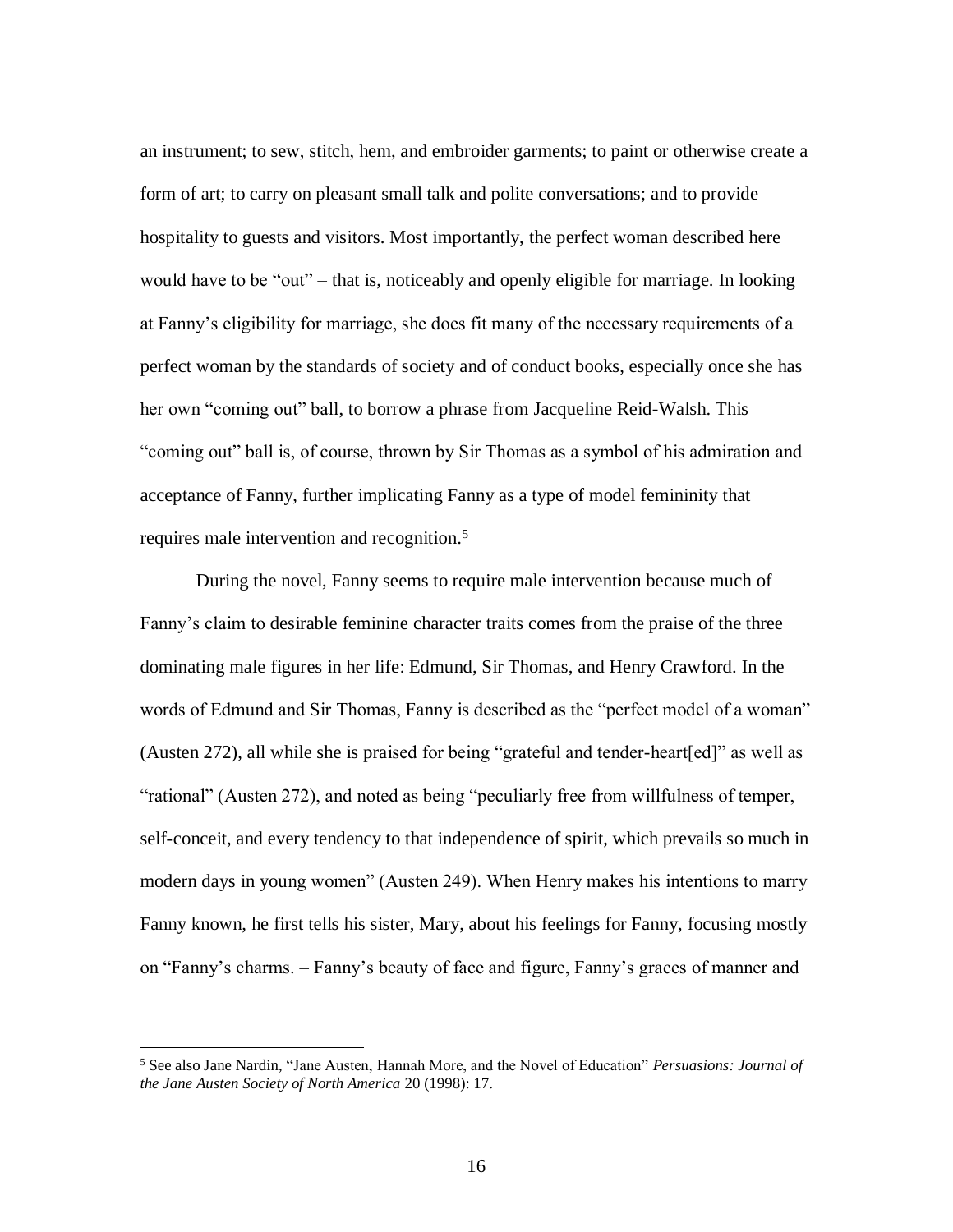an instrument; to sew, stitch, hem, and embroider garments; to paint or otherwise create a form of art; to carry on pleasant small talk and polite conversations; and to provide hospitality to guests and visitors. Most importantly, the perfect woman described here would have to be "out" – that is, noticeably and openly eligible for marriage. In looking at Fanny's eligibility for marriage, she does fit many of the necessary requirements of a perfect woman by the standards of society and of conduct books, especially once she has her own "coming out" ball, to borrow a phrase from Jacqueline Reid-Walsh. This "coming out" ball is, of course, thrown by Sir Thomas as a symbol of his admiration and acceptance of Fanny, further implicating Fanny as a type of model femininity that requires male intervention and recognition.[5]

During the novel, Fanny seems to require male intervention because much of Fanny's claim to desirable feminine character traits comes from the praise of the three dominating male figures in her life: Edmund, Sir Thomas, and Henry Crawford. In the words of Edmund and Sir Thomas, Fanny is described as the "perfect model of a woman" (Austen 272), all while she is praised for being "grateful and tender-heart[ed]" as well as "rational" (Austen 272), and noted as being "peculiarly free from willfulness of temper, self-conceit, and every tendency to that independence of spirit, which prevails so much in modern days in young women" (Austen 249). When Henry makes his intentions to marry Fanny known, he first tells his sister, Mary, about his feelings for Fanny, focusing mostly on "Fanny's charms. – Fanny's beauty of face and figure, Fanny's graces of manner and

[5] See also Jane Nardin, "Jane Austen, Hannah More, and the Novel of Education" *Persuasions: Journal of the Jane Austen Society of North America* 20 (1998): 17.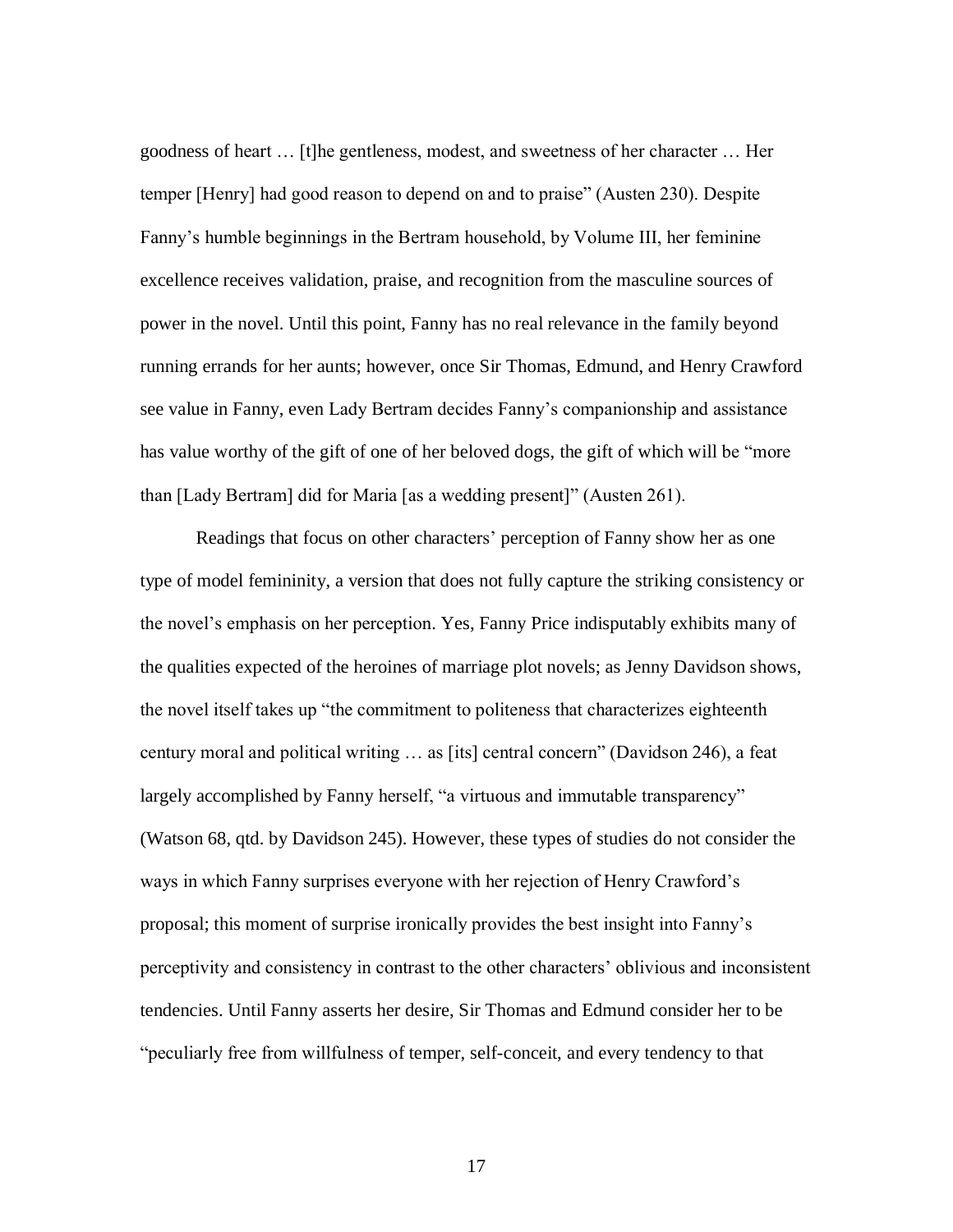goodness of heart … [t]he gentleness, modest, and sweetness of her character … Her temper [Henry] had good reason to depend on and to praise" (Austen 230). Despite Fanny's humble beginnings in the Bertram household, by Volume III, her feminine excellence receives validation, praise, and recognition from the masculine sources of power in the novel. Until this point, Fanny has no real relevance in the family beyond running errands for her aunts; however, once Sir Thomas, Edmund, and Henry Crawford see value in Fanny, even Lady Bertram decides Fanny's companionship and assistance has value worthy of the gift of one of her beloved dogs, the gift of which will be "more than [Lady Bertram] did for Maria [as a wedding present]" (Austen 261).

Readings that focus on other characters' perception of Fanny show her as one type of model femininity, a version that does not fully capture the striking consistency or the novel's emphasis on her perception. Yes, Fanny Price indisputably exhibits many of the qualities expected of the heroines of marriage plot novels; as Jenny Davidson shows, the novel itself takes up "the commitment to politeness that characterizes eighteenth century moral and political writing … as [its] central concern" (Davidson 246), a feat largely accomplished by Fanny herself, "a virtuous and immutable transparency" (Watson 68, qtd. by Davidson 245). However, these types of studies do not consider the ways in which Fanny surprises everyone with her rejection of Henry Crawford's proposal; this moment of surprise ironically provides the best insight into Fanny's perceptivity and consistency in contrast to the other characters' oblivious and inconsistent tendencies. Until Fanny asserts her desire, Sir Thomas and Edmund consider her to be "peculiarly free from willfulness of temper, self-conceit, and every tendency to that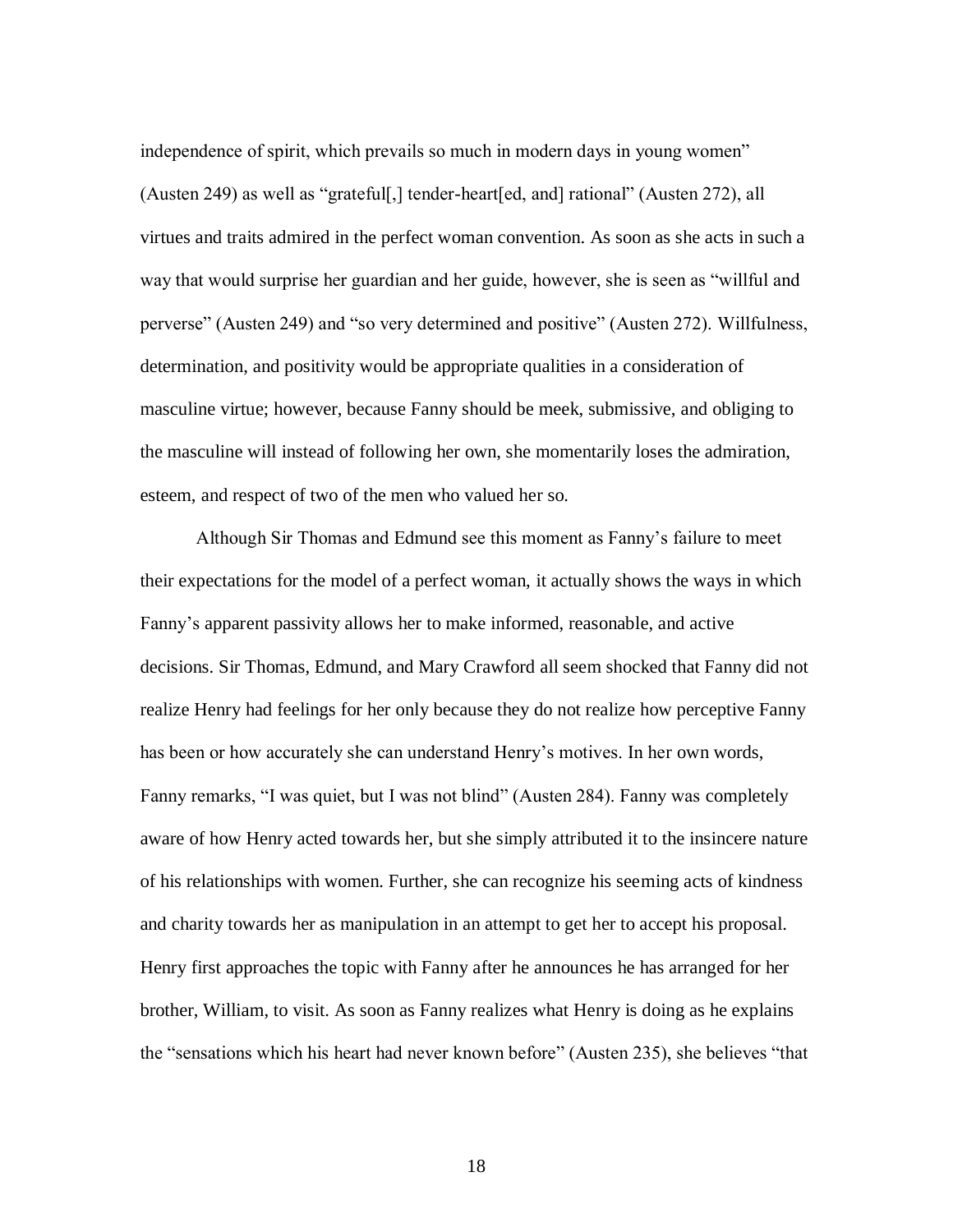independence of spirit, which prevails so much in modern days in young women" (Austen 249) as well as "grateful[,] tender-heart[ed, and] rational" (Austen 272), all virtues and traits admired in the perfect woman convention. As soon as she acts in such a way that would surprise her guardian and her guide, however, she is seen as "willful and perverse" (Austen 249) and "so very determined and positive" (Austen 272). Willfulness, determination, and positivity would be appropriate qualities in a consideration of masculine virtue; however, because Fanny should be meek, submissive, and obliging to the masculine will instead of following her own, she momentarily loses the admiration, esteem, and respect of two of the men who valued her so.

Although Sir Thomas and Edmund see this moment as Fanny's failure to meet their expectations for the model of a perfect woman, it actually shows the ways in which Fanny's apparent passivity allows her to make informed, reasonable, and active decisions. Sir Thomas, Edmund, and Mary Crawford all seem shocked that Fanny did not realize Henry had feelings for her only because they do not realize how perceptive Fanny has been or how accurately she can understand Henry's motives. In her own words, Fanny remarks, "I was quiet, but I was not blind" (Austen 284). Fanny was completely aware of how Henry acted towards her, but she simply attributed it to the insincere nature of his relationships with women. Further, she can recognize his seeming acts of kindness and charity towards her as manipulation in an attempt to get her to accept his proposal. Henry first approaches the topic with Fanny after he announces he has arranged for her brother, William, to visit. As soon as Fanny realizes what Henry is doing as he explains the "sensations which his heart had never known before" (Austen 235), she believes "that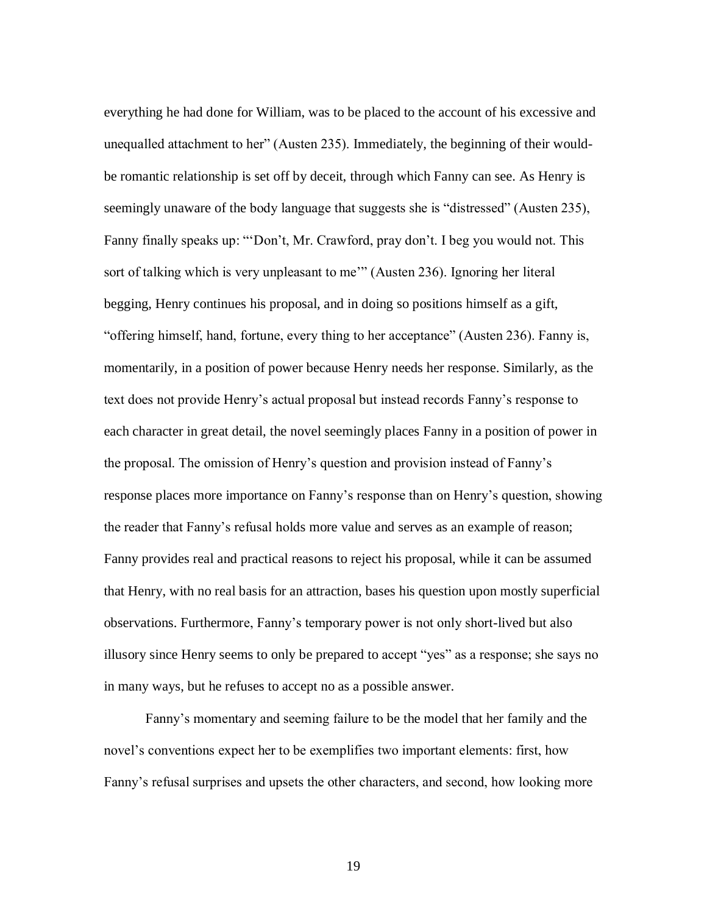everything he had done for William, was to be placed to the account of his excessive and unequalled attachment to her" (Austen 235). Immediately, the beginning of their would-be romantic relationship is set off by deceit, through which Fanny can see. As Henry is seemingly unaware of the body language that suggests she is "distressed" (Austen 235), Fanny finally speaks up: "'Don't, Mr. Crawford, pray don't. I beg you would not. This sort of talking which is very unpleasant to me'" (Austen 236). Ignoring her literal begging, Henry continues his proposal, and in doing so positions himself as a gift, "offering himself, hand, fortune, every thing to her acceptance" (Austen 236). Fanny is, momentarily, in a position of power because Henry needs her response. Similarly, as the text does not provide Henry's actual proposal but instead records Fanny's response to each character in great detail, the novel seemingly places Fanny in a position of power in the proposal. The omission of Henry's question and provision instead of Fanny's response places more importance on Fanny's response than on Henry's question, showing the reader that Fanny's refusal holds more value and serves as an example of reason; Fanny provides real and practical reasons to reject his proposal, while it can be assumed that Henry, with no real basis for an attraction, bases his question upon mostly superficial observations. Furthermore, Fanny's temporary power is not only short-lived but also illusory since Henry seems to only be prepared to accept "yes" as a response; she says no in many ways, but he refuses to accept no as a possible answer.

Fanny's momentary and seeming failure to be the model that her family and the novel's conventions expect her to be exemplifies two important elements: first, how Fanny's refusal surprises and upsets the other characters, and second, how looking more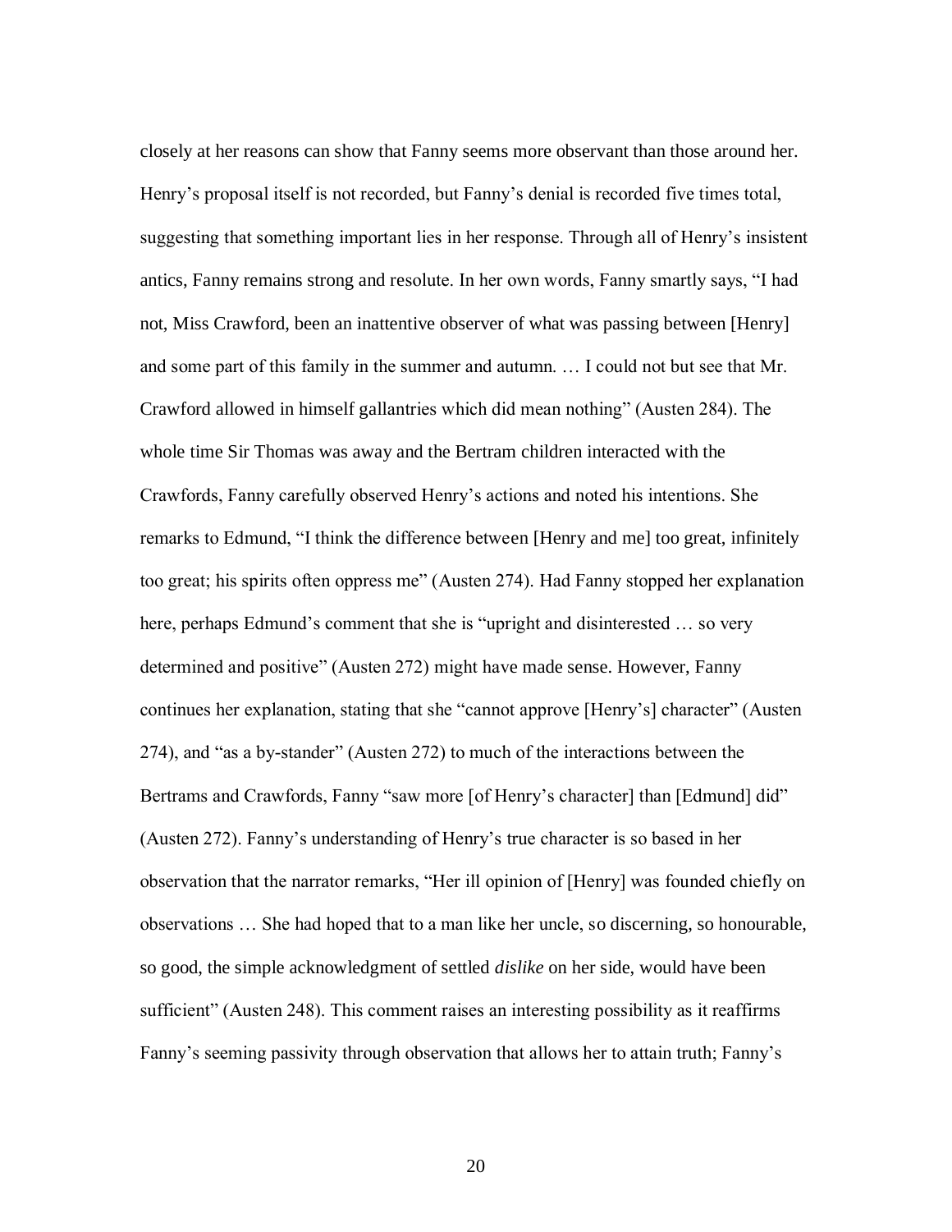closely at her reasons can show that Fanny seems more observant than those around her. Henry's proposal itself is not recorded, but Fanny's denial is recorded five times total, suggesting that something important lies in her response. Through all of Henry's insistent antics, Fanny remains strong and resolute. In her own words, Fanny smartly says, "I had not, Miss Crawford, been an inattentive observer of what was passing between [Henry] and some part of this family in the summer and autumn. … I could not but see that Mr. Crawford allowed in himself gallantries which did mean nothing" (Austen 284). The whole time Sir Thomas was away and the Bertram children interacted with the Crawfords, Fanny carefully observed Henry's actions and noted his intentions. She remarks to Edmund, "I think the difference between [Henry and me] too great, infinitely too great; his spirits often oppress me" (Austen 274). Had Fanny stopped her explanation here, perhaps Edmund's comment that she is "upright and disinterested … so very determined and positive" (Austen 272) might have made sense. However, Fanny continues her explanation, stating that she "cannot approve [Henry's] character" (Austen 274), and "as a by-stander" (Austen 272) to much of the interactions between the Bertrams and Crawfords, Fanny "saw more [of Henry's character] than [Edmund] did" (Austen 272). Fanny's understanding of Henry's true character is so based in her observation that the narrator remarks, "Her ill opinion of [Henry] was founded chiefly on observations … She had hoped that to a man like her uncle, so discerning, so honourable, so good, the simple acknowledgment of settled *dislike* on her side, would have been sufficient" (Austen 248). This comment raises an interesting possibility as it reaffirms Fanny's seeming passivity through observation that allows her to attain truth; Fanny's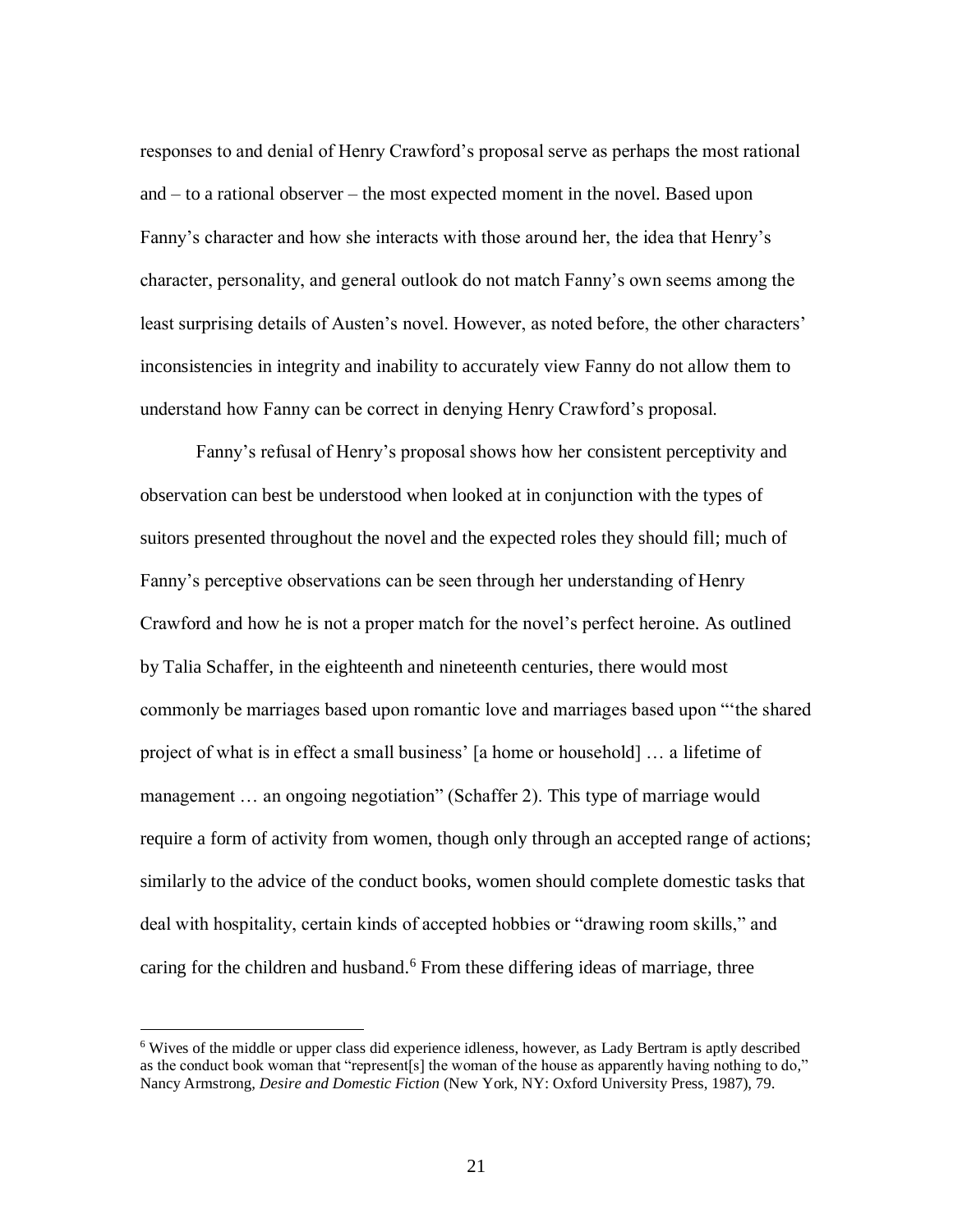responses to and denial of Henry Crawford's proposal serve as perhaps the most rational and – to a rational observer – the most expected moment in the novel. Based upon Fanny's character and how she interacts with those around her, the idea that Henry's character, personality, and general outlook do not match Fanny's own seems among the least surprising details of Austen's novel. However, as noted before, the other characters' inconsistencies in integrity and inability to accurately view Fanny do not allow them to understand how Fanny can be correct in denying Henry Crawford's proposal.

Fanny's refusal of Henry's proposal shows how her consistent perceptivity and observation can best be understood when looked at in conjunction with the types of suitors presented throughout the novel and the expected roles they should fill; much of Fanny's perceptive observations can be seen through her understanding of Henry Crawford and how he is not a proper match for the novel's perfect heroine. As outlined by Talia Schaffer, in the eighteenth and nineteenth centuries, there would most commonly be marriages based upon romantic love and marriages based upon "'the shared project of what is in effect a small business' [a home or household] … a lifetime of management … an ongoing negotiation" (Schaffer 2). This type of marriage would require a form of activity from women, though only through an accepted range of actions; similarly to the advice of the conduct books, women should complete domestic tasks that deal with hospitality, certain kinds of accepted hobbies or "drawing room skills," and caring for the children and husband.[6] From these differing ideas of marriage, three

---

[6] Wives of the middle or upper class did experience idleness, however, as Lady Bertram is aptly described as the conduct book woman that "represent[s] the woman of the house as apparently having nothing to do," Nancy Armstrong, *Desire and Domestic Fiction* (New York, NY: Oxford University Press, 1987), 79.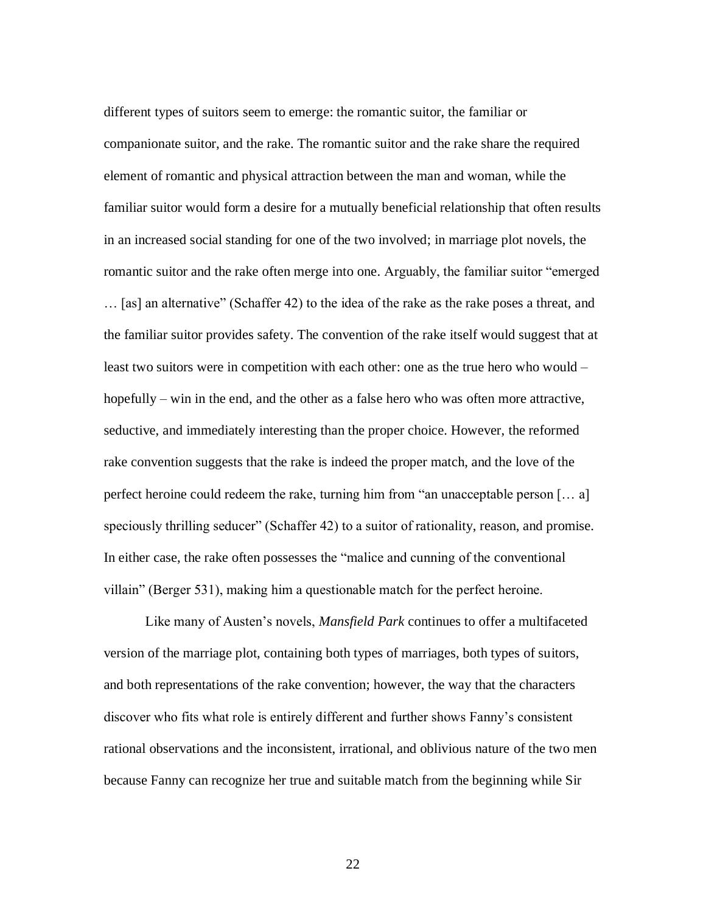different types of suitors seem to emerge: the romantic suitor, the familiar or companionate suitor, and the rake. The romantic suitor and the rake share the required element of romantic and physical attraction between the man and woman, while the familiar suitor would form a desire for a mutually beneficial relationship that often results in an increased social standing for one of the two involved; in marriage plot novels, the romantic suitor and the rake often merge into one. Arguably, the familiar suitor "emerged … [as] an alternative" (Schaffer 42) to the idea of the rake as the rake poses a threat, and the familiar suitor provides safety. The convention of the rake itself would suggest that at least two suitors were in competition with each other: one as the true hero who would – hopefully – win in the end, and the other as a false hero who was often more attractive, seductive, and immediately interesting than the proper choice. However, the reformed rake convention suggests that the rake is indeed the proper match, and the love of the perfect heroine could redeem the rake, turning him from "an unacceptable person [… a] speciously thrilling seducer" (Schaffer 42) to a suitor of rationality, reason, and promise. In either case, the rake often possesses the "malice and cunning of the conventional villain" (Berger 531), making him a questionable match for the perfect heroine.

Like many of Austen's novels, *Mansfield Park* continues to offer a multifaceted version of the marriage plot, containing both types of marriages, both types of suitors, and both representations of the rake convention; however, the way that the characters discover who fits what role is entirely different and further shows Fanny's consistent rational observations and the inconsistent, irrational, and oblivious nature of the two men because Fanny can recognize her true and suitable match from the beginning while Sir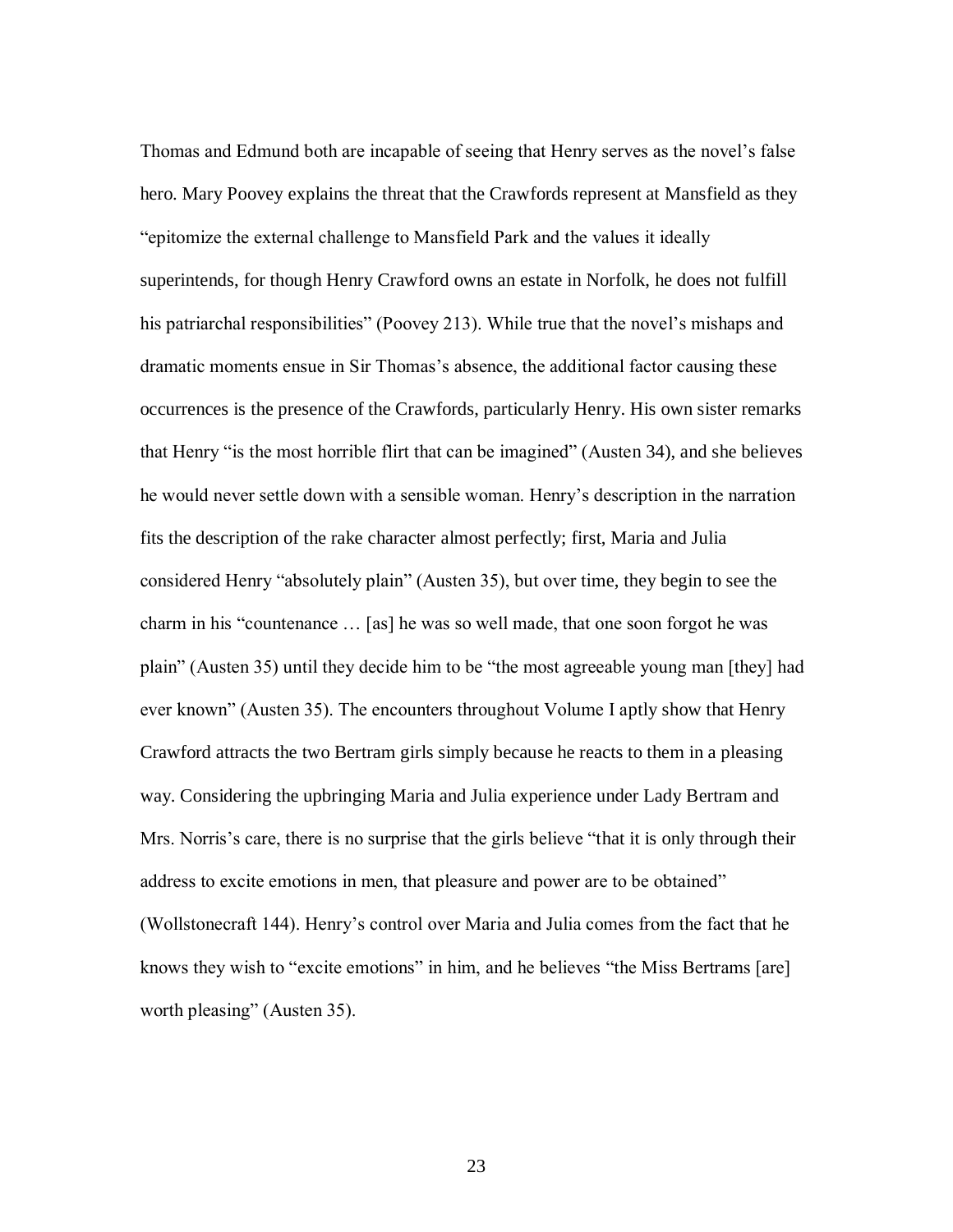Thomas and Edmund both are incapable of seeing that Henry serves as the novel's false hero. Mary Poovey explains the threat that the Crawfords represent at Mansfield as they "epitomize the external challenge to Mansfield Park and the values it ideally superintends, for though Henry Crawford owns an estate in Norfolk, he does not fulfill his patriarchal responsibilities" (Poovey 213). While true that the novel's mishaps and dramatic moments ensue in Sir Thomas's absence, the additional factor causing these occurrences is the presence of the Crawfords, particularly Henry. His own sister remarks that Henry "is the most horrible flirt that can be imagined" (Austen 34), and she believes he would never settle down with a sensible woman. Henry's description in the narration fits the description of the rake character almost perfectly; first, Maria and Julia considered Henry "absolutely plain" (Austen 35), but over time, they begin to see the charm in his "countenance … [as] he was so well made, that one soon forgot he was plain" (Austen 35) until they decide him to be "the most agreeable young man [they] had ever known" (Austen 35). The encounters throughout Volume I aptly show that Henry Crawford attracts the two Bertram girls simply because he reacts to them in a pleasing way. Considering the upbringing Maria and Julia experience under Lady Bertram and Mrs. Norris's care, there is no surprise that the girls believe "that it is only through their address to excite emotions in men, that pleasure and power are to be obtained" (Wollstonecraft 144). Henry's control over Maria and Julia comes from the fact that he knows they wish to "excite emotions" in him, and he believes "the Miss Bertrams [are] worth pleasing" (Austen 35).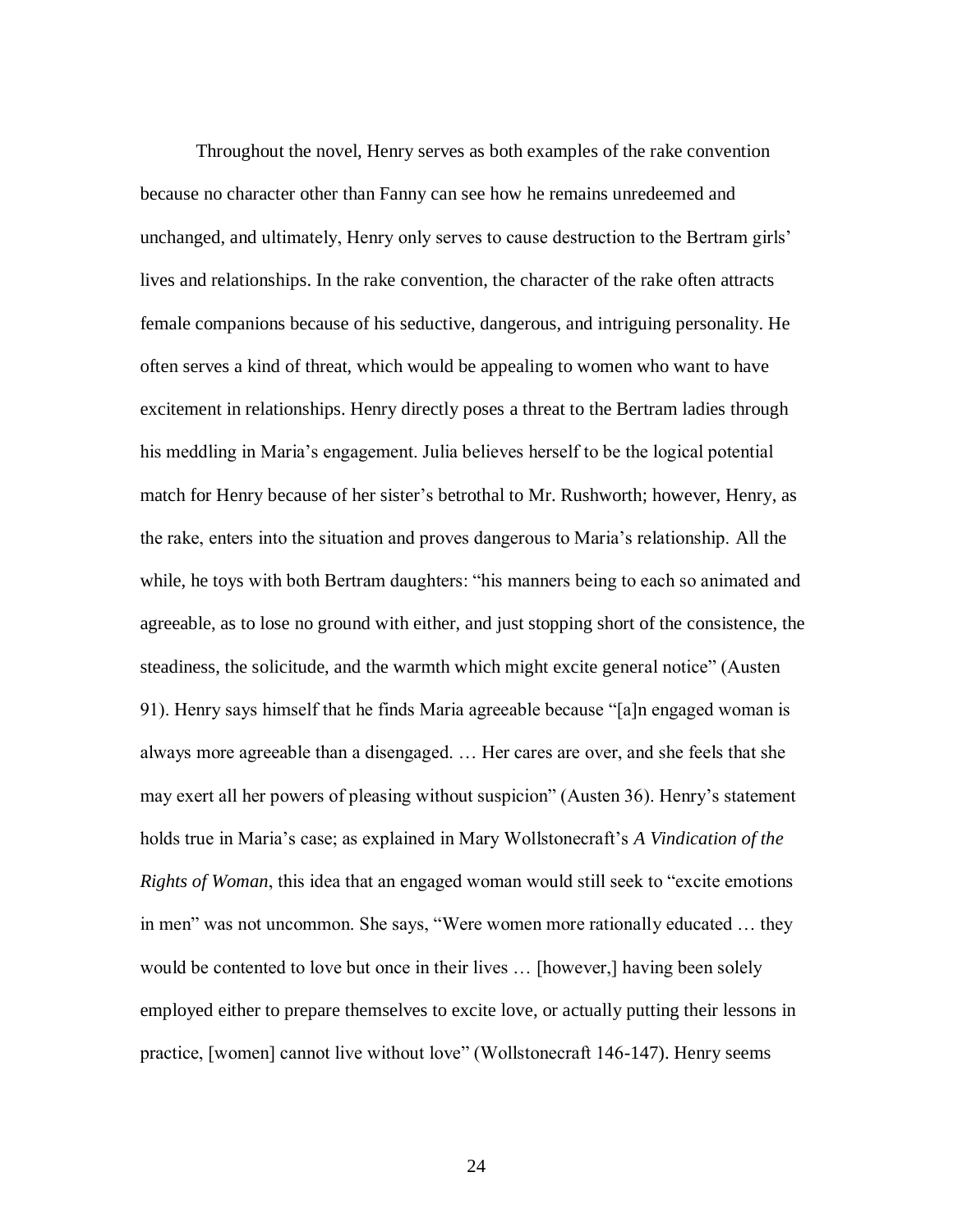Throughout the novel, Henry serves as both examples of the rake convention because no character other than Fanny can see how he remains unredeemed and unchanged, and ultimately, Henry only serves to cause destruction to the Bertram girls' lives and relationships. In the rake convention, the character of the rake often attracts female companions because of his seductive, dangerous, and intriguing personality. He often serves a kind of threat, which would be appealing to women who want to have excitement in relationships. Henry directly poses a threat to the Bertram ladies through his meddling in Maria's engagement. Julia believes herself to be the logical potential match for Henry because of her sister's betrothal to Mr. Rushworth; however, Henry, as the rake, enters into the situation and proves dangerous to Maria's relationship. All the while, he toys with both Bertram daughters: "his manners being to each so animated and agreeable, as to lose no ground with either, and just stopping short of the consistence, the steadiness, the solicitude, and the warmth which might excite general notice" (Austen 91). Henry says himself that he finds Maria agreeable because "[a]n engaged woman is always more agreeable than a disengaged. … Her cares are over, and she feels that she may exert all her powers of pleasing without suspicion" (Austen 36). Henry's statement holds true in Maria's case; as explained in Mary Wollstonecraft's *A Vindication of the Rights of Woman*, this idea that an engaged woman would still seek to "excite emotions in men" was not uncommon. She says, "Were women more rationally educated … they would be contented to love but once in their lives … [however,] having been solely employed either to prepare themselves to excite love, or actually putting their lessons in practice, [women] cannot live without love" (Wollstonecraft 146-147). Henry seems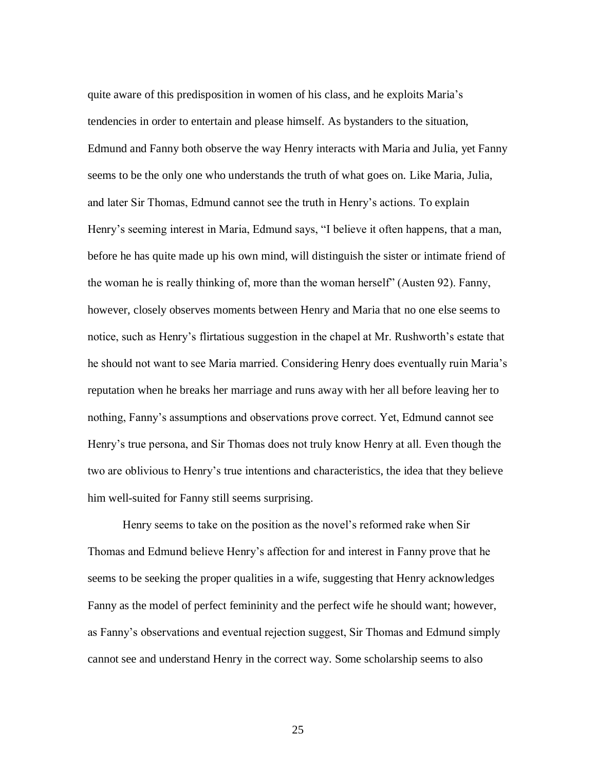quite aware of this predisposition in women of his class, and he exploits Maria's tendencies in order to entertain and please himself. As bystanders to the situation, Edmund and Fanny both observe the way Henry interacts with Maria and Julia, yet Fanny seems to be the only one who understands the truth of what goes on. Like Maria, Julia, and later Sir Thomas, Edmund cannot see the truth in Henry's actions. To explain Henry's seeming interest in Maria, Edmund says, "I believe it often happens, that a man, before he has quite made up his own mind, will distinguish the sister or intimate friend of the woman he is really thinking of, more than the woman herself" (Austen 92). Fanny, however, closely observes moments between Henry and Maria that no one else seems to notice, such as Henry's flirtatious suggestion in the chapel at Mr. Rushworth's estate that he should not want to see Maria married. Considering Henry does eventually ruin Maria's reputation when he breaks her marriage and runs away with her all before leaving her to nothing, Fanny's assumptions and observations prove correct. Yet, Edmund cannot see Henry's true persona, and Sir Thomas does not truly know Henry at all. Even though the two are oblivious to Henry's true intentions and characteristics, the idea that they believe him well-suited for Fanny still seems surprising.

Henry seems to take on the position as the novel's reformed rake when Sir Thomas and Edmund believe Henry's affection for and interest in Fanny prove that he seems to be seeking the proper qualities in a wife, suggesting that Henry acknowledges Fanny as the model of perfect femininity and the perfect wife he should want; however, as Fanny's observations and eventual rejection suggest, Sir Thomas and Edmund simply cannot see and understand Henry in the correct way. Some scholarship seems to also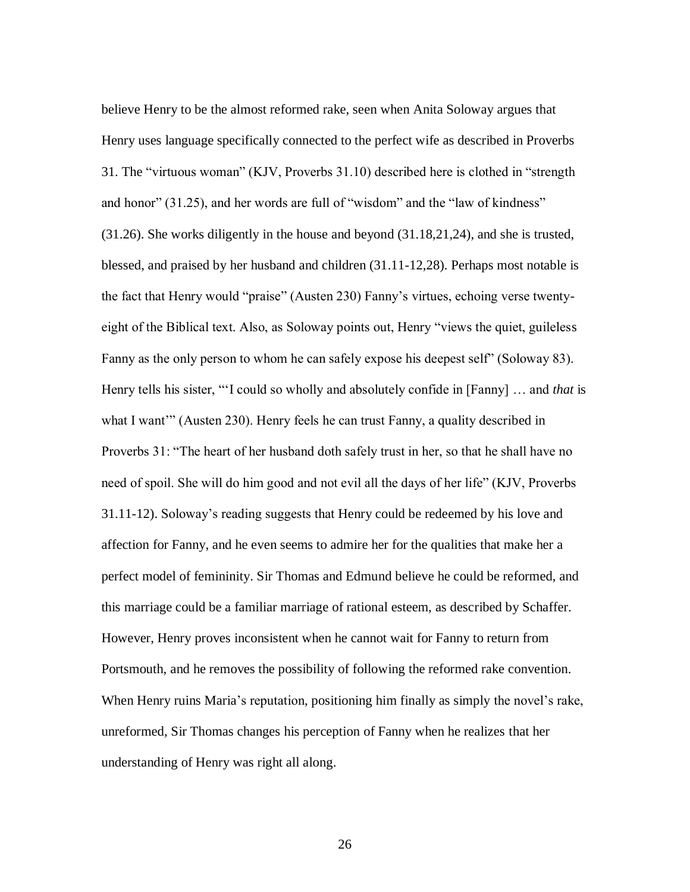believe Henry to be the almost reformed rake, seen when Anita Soloway argues that Henry uses language specifically connected to the perfect wife as described in Proverbs 31. The "virtuous woman" (KJV, Proverbs 31.10) described here is clothed in "strength and honor" (31.25), and her words are full of "wisdom" and the "law of kindness" (31.26). She works diligently in the house and beyond (31.18,21,24), and she is trusted, blessed, and praised by her husband and children (31.11-12,28). Perhaps most notable is the fact that Henry would "praise" (Austen 230) Fanny's virtues, echoing verse twenty-eight of the Biblical text. Also, as Soloway points out, Henry "views the quiet, guileless Fanny as the only person to whom he can safely expose his deepest self" (Soloway 83). Henry tells his sister, "'I could so wholly and absolutely confide in [Fanny] … and *that* is what I want'" (Austen 230). Henry feels he can trust Fanny, a quality described in Proverbs 31: "The heart of her husband doth safely trust in her, so that he shall have no need of spoil. She will do him good and not evil all the days of her life" (KJV, Proverbs 31.11-12). Soloway's reading suggests that Henry could be redeemed by his love and affection for Fanny, and he even seems to admire her for the qualities that make her a perfect model of femininity. Sir Thomas and Edmund believe he could be reformed, and this marriage could be a familiar marriage of rational esteem, as described by Schaffer. However, Henry proves inconsistent when he cannot wait for Fanny to return from Portsmouth, and he removes the possibility of following the reformed rake convention. When Henry ruins Maria's reputation, positioning him finally as simply the novel's rake, unreformed, Sir Thomas changes his perception of Fanny when he realizes that her understanding of Henry was right all along.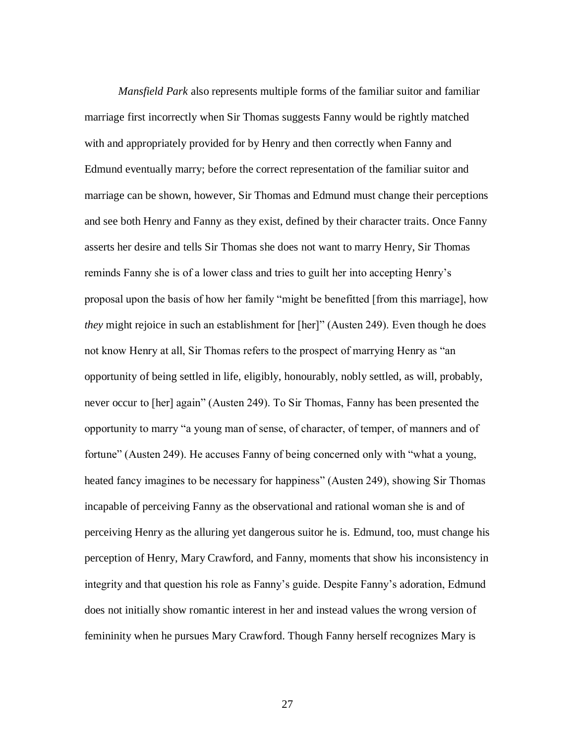*Mansfield Park* also represents multiple forms of the familiar suitor and familiar marriage first incorrectly when Sir Thomas suggests Fanny would be rightly matched with and appropriately provided for by Henry and then correctly when Fanny and Edmund eventually marry; before the correct representation of the familiar suitor and marriage can be shown, however, Sir Thomas and Edmund must change their perceptions and see both Henry and Fanny as they exist, defined by their character traits. Once Fanny asserts her desire and tells Sir Thomas she does not want to marry Henry, Sir Thomas reminds Fanny she is of a lower class and tries to guilt her into accepting Henry's proposal upon the basis of how her family "might be benefitted [from this marriage], how *they* might rejoice in such an establishment for [her]" (Austen 249). Even though he does not know Henry at all, Sir Thomas refers to the prospect of marrying Henry as "an opportunity of being settled in life, eligibly, honourably, nobly settled, as will, probably, never occur to [her] again" (Austen 249). To Sir Thomas, Fanny has been presented the opportunity to marry "a young man of sense, of character, of temper, of manners and of fortune" (Austen 249). He accuses Fanny of being concerned only with "what a young, heated fancy imagines to be necessary for happiness" (Austen 249), showing Sir Thomas incapable of perceiving Fanny as the observational and rational woman she is and of perceiving Henry as the alluring yet dangerous suitor he is. Edmund, too, must change his perception of Henry, Mary Crawford, and Fanny, moments that show his inconsistency in integrity and that question his role as Fanny's guide. Despite Fanny's adoration, Edmund does not initially show romantic interest in her and instead values the wrong version of femininity when he pursues Mary Crawford. Though Fanny herself recognizes Mary is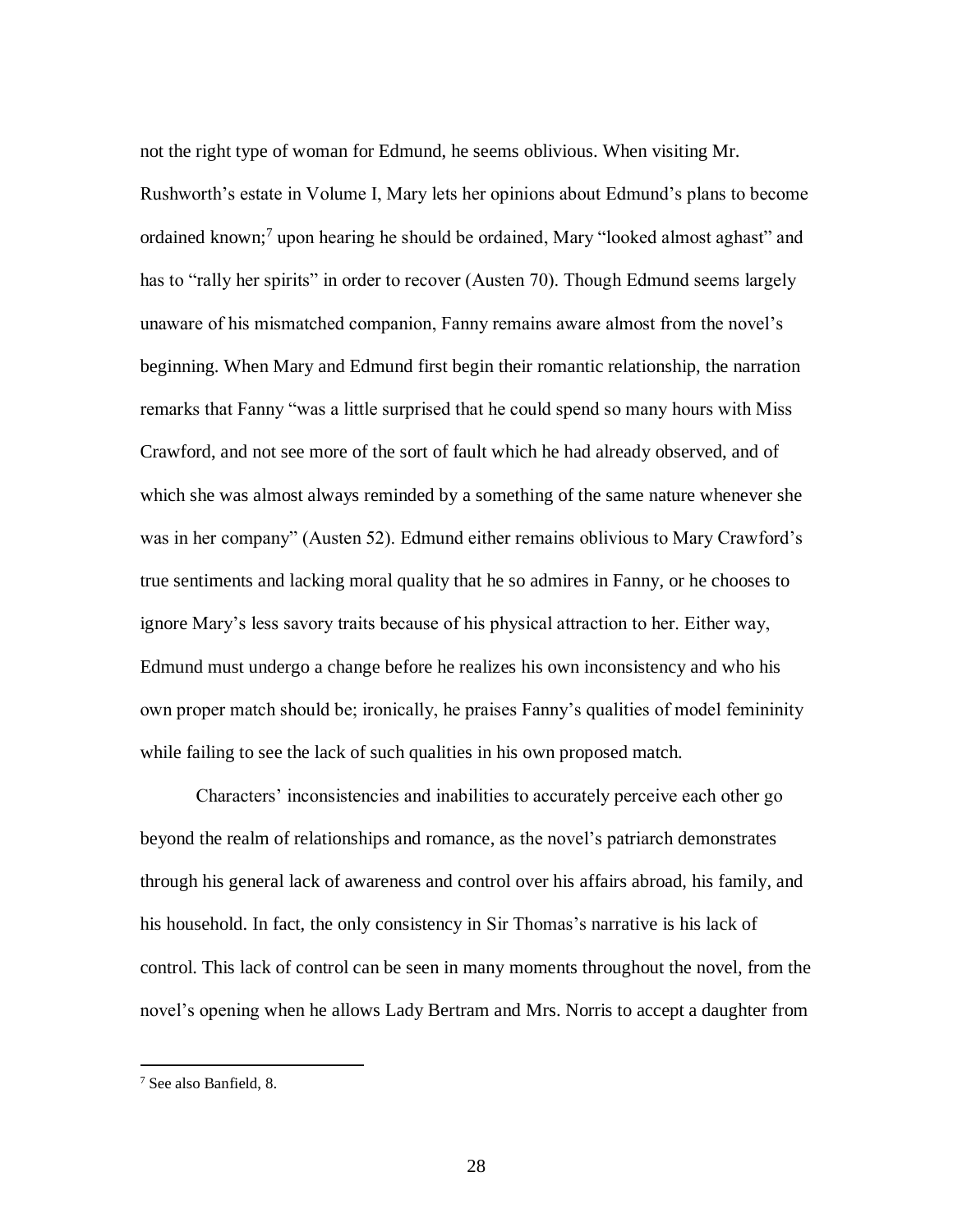not the right type of woman for Edmund, he seems oblivious. When visiting Mr. Rushworth's estate in Volume I, Mary lets her opinions about Edmund's plans to become ordained known;[7] upon hearing he should be ordained, Mary "looked almost aghast" and has to "rally her spirits" in order to recover (Austen 70). Though Edmund seems largely unaware of his mismatched companion, Fanny remains aware almost from the novel's beginning. When Mary and Edmund first begin their romantic relationship, the narration remarks that Fanny "was a little surprised that he could spend so many hours with Miss Crawford, and not see more of the sort of fault which he had already observed, and of which she was almost always reminded by a something of the same nature whenever she was in her company" (Austen 52). Edmund either remains oblivious to Mary Crawford's true sentiments and lacking moral quality that he so admires in Fanny, or he chooses to ignore Mary's less savory traits because of his physical attraction to her. Either way, Edmund must undergo a change before he realizes his own inconsistency and who his own proper match should be; ironically, he praises Fanny's qualities of model femininity while failing to see the lack of such qualities in his own proposed match.

Characters' inconsistencies and inabilities to accurately perceive each other go beyond the realm of relationships and romance, as the novel's patriarch demonstrates through his general lack of awareness and control over his affairs abroad, his family, and his household. In fact, the only consistency in Sir Thomas's narrative is his lack of control. This lack of control can be seen in many moments throughout the novel, from the novel's opening when he allows Lady Bertram and Mrs. Norris to accept a daughter from

[7] See also Banfield, 8.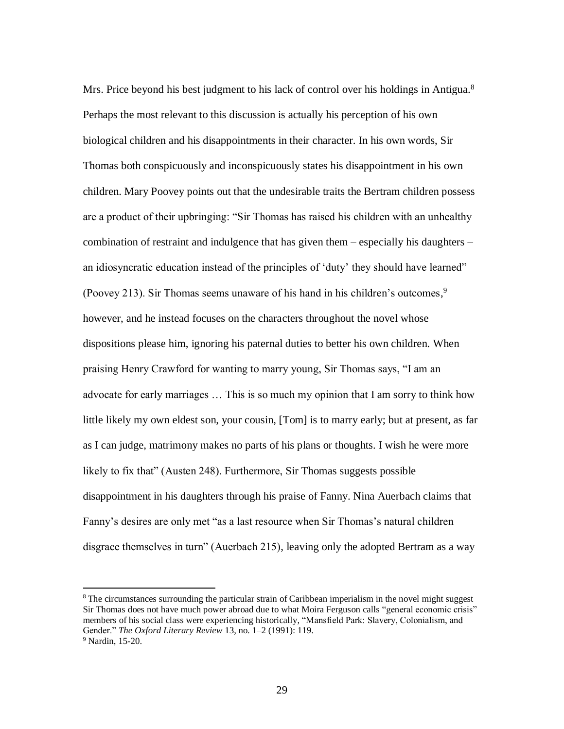Mrs. Price beyond his best judgment to his lack of control over his holdings in Antigua.[8] Perhaps the most relevant to this discussion is actually his perception of his own biological children and his disappointments in their character. In his own words, Sir Thomas both conspicuously and inconspicuously states his disappointment in his own children. Mary Poovey points out that the undesirable traits the Bertram children possess are a product of their upbringing: "Sir Thomas has raised his children with an unhealthy combination of restraint and indulgence that has given them – especially his daughters – an idiosyncratic education instead of the principles of 'duty' they should have learned" (Poovey 213). Sir Thomas seems unaware of his hand in his children's outcomes,[9] however, and he instead focuses on the characters throughout the novel whose dispositions please him, ignoring his paternal duties to better his own children. When praising Henry Crawford for wanting to marry young, Sir Thomas says, "I am an advocate for early marriages … This is so much my opinion that I am sorry to think how little likely my own eldest son, your cousin, [Tom] is to marry early; but at present, as far as I can judge, matrimony makes no parts of his plans or thoughts. I wish he were more likely to fix that" (Austen 248). Furthermore, Sir Thomas suggests possible disappointment in his daughters through his praise of Fanny. Nina Auerbach claims that Fanny's desires are only met "as a last resource when Sir Thomas's natural children disgrace themselves in turn" (Auerbach 215), leaving only the adopted Bertram as a way

---

[8] The circumstances surrounding the particular strain of Caribbean imperialism in the novel might suggest Sir Thomas does not have much power abroad due to what Moira Ferguson calls "general economic crisis" members of his social class were experiencing historically, "Mansfield Park: Slavery, Colonialism, and Gender." *The Oxford Literary Review* 13, no. 1–2 (1991): 119.

[9] Nardin, 15-20.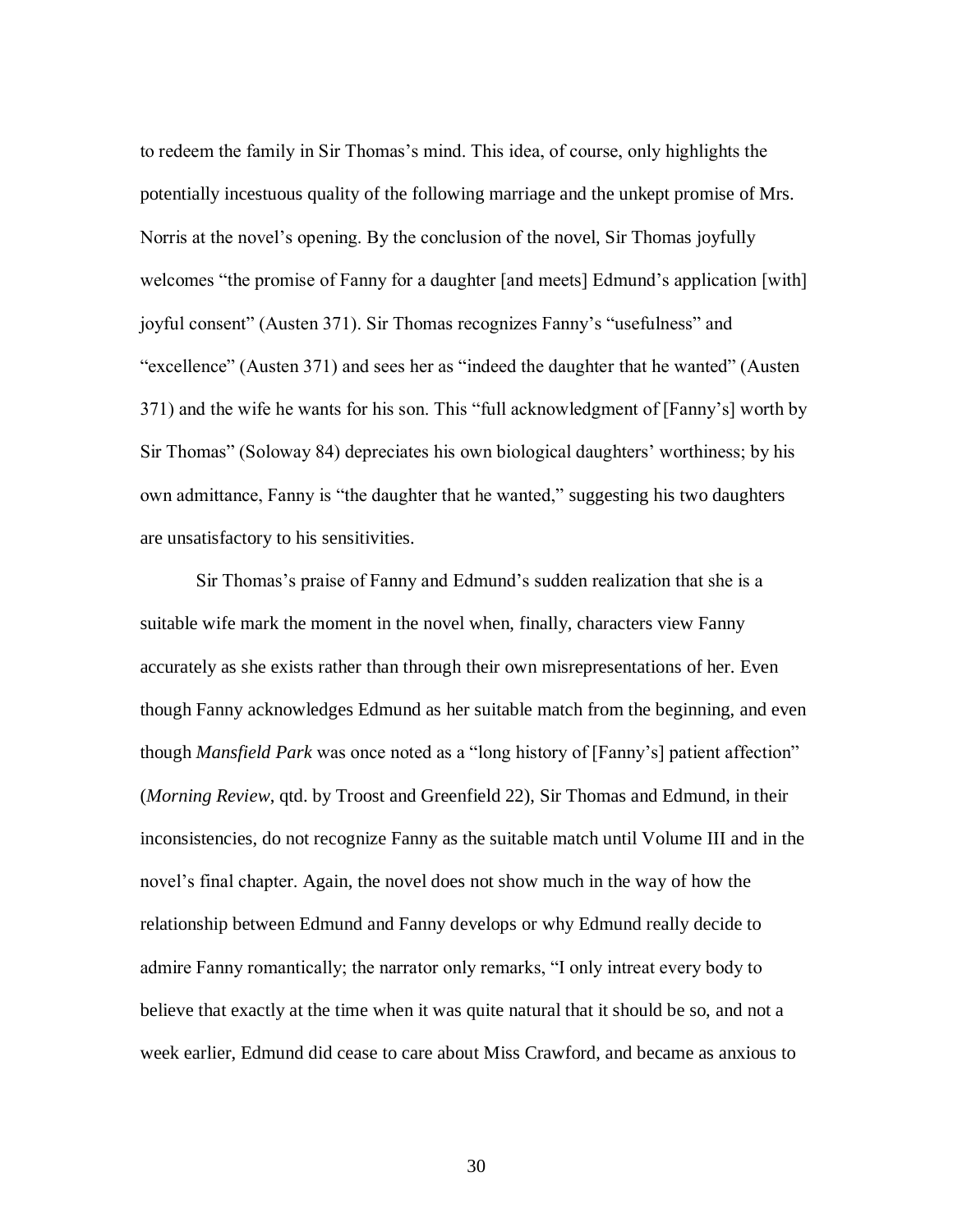to redeem the family in Sir Thomas's mind. This idea, of course, only highlights the potentially incestuous quality of the following marriage and the unkept promise of Mrs. Norris at the novel's opening. By the conclusion of the novel, Sir Thomas joyfully welcomes "the promise of Fanny for a daughter [and meets] Edmund's application [with] joyful consent" (Austen 371). Sir Thomas recognizes Fanny's "usefulness" and "excellence" (Austen 371) and sees her as "indeed the daughter that he wanted" (Austen 371) and the wife he wants for his son. This "full acknowledgment of [Fanny's] worth by Sir Thomas" (Soloway 84) depreciates his own biological daughters' worthiness; by his own admittance, Fanny is "the daughter that he wanted," suggesting his two daughters are unsatisfactory to his sensitivities.

Sir Thomas's praise of Fanny and Edmund's sudden realization that she is a suitable wife mark the moment in the novel when, finally, characters view Fanny accurately as she exists rather than through their own misrepresentations of her. Even though Fanny acknowledges Edmund as her suitable match from the beginning, and even though *Mansfield Park* was once noted as a "long history of [Fanny's] patient affection" (*Morning Review*, qtd. by Troost and Greenfield 22), Sir Thomas and Edmund, in their inconsistencies, do not recognize Fanny as the suitable match until Volume III and in the novel's final chapter. Again, the novel does not show much in the way of how the relationship between Edmund and Fanny develops or why Edmund really decide to admire Fanny romantically; the narrator only remarks, "I only intreat every body to believe that exactly at the time when it was quite natural that it should be so, and not a week earlier, Edmund did cease to care about Miss Crawford, and became as anxious to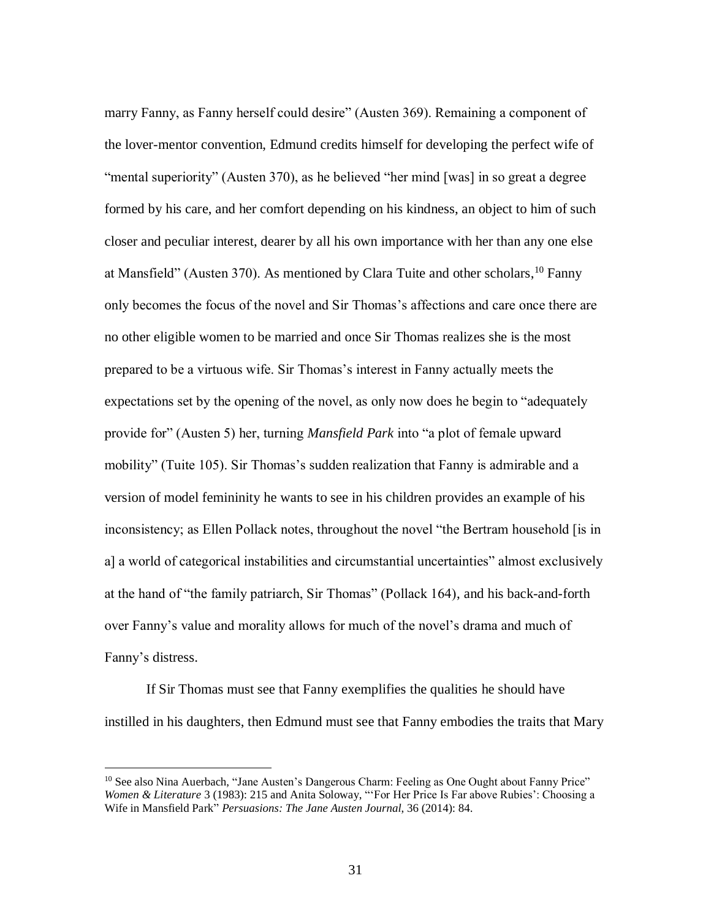marry Fanny, as Fanny herself could desire" (Austen 369). Remaining a component of the lover-mentor convention, Edmund credits himself for developing the perfect wife of "mental superiority" (Austen 370), as he believed "her mind [was] in so great a degree formed by his care, and her comfort depending on his kindness, an object to him of such closer and peculiar interest, dearer by all his own importance with her than any one else at Mansfield" (Austen 370). As mentioned by Clara Tuite and other scholars,[10] Fanny only becomes the focus of the novel and Sir Thomas's affections and care once there are no other eligible women to be married and once Sir Thomas realizes she is the most prepared to be a virtuous wife. Sir Thomas's interest in Fanny actually meets the expectations set by the opening of the novel, as only now does he begin to "adequately provide for" (Austen 5) her, turning *Mansfield Park* into "a plot of female upward mobility" (Tuite 105). Sir Thomas's sudden realization that Fanny is admirable and a version of model femininity he wants to see in his children provides an example of his inconsistency; as Ellen Pollack notes, throughout the novel "the Bertram household [is in a] a world of categorical instabilities and circumstantial uncertainties" almost exclusively at the hand of "the family patriarch, Sir Thomas" (Pollack 164), and his back-and-forth over Fanny's value and morality allows for much of the novel's drama and much of Fanny's distress.

If Sir Thomas must see that Fanny exemplifies the qualities he should have instilled in his daughters, then Edmund must see that Fanny embodies the traits that Mary

---

[10] See also Nina Auerbach, "Jane Austen's Dangerous Charm: Feeling as One Ought about Fanny Price" *Women & Literature* 3 (1983): 215 and Anita Soloway, "'For Her Price Is Far above Rubies': Choosing a Wife in Mansfield Park" *Persuasions: The Jane Austen Journal*, 36 (2014): 84.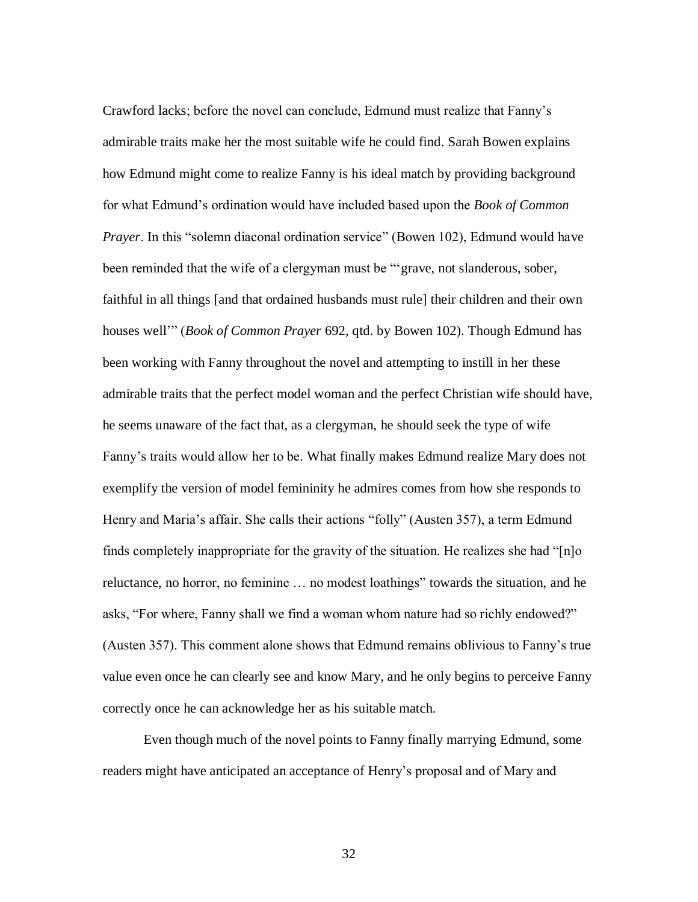Crawford lacks; before the novel can conclude, Edmund must realize that Fanny's admirable traits make her the most suitable wife he could find. Sarah Bowen explains how Edmund might come to realize Fanny is his ideal match by providing background for what Edmund's ordination would have included based upon the *Book of Common Prayer*. In this "solemn diaconal ordination service" (Bowen 102), Edmund would have been reminded that the wife of a clergyman must be "'grave, not slanderous, sober, faithful in all things [and that ordained husbands must rule] their children and their own houses well'" (*Book of Common Prayer* 692, qtd. by Bowen 102). Though Edmund has been working with Fanny throughout the novel and attempting to instill in her these admirable traits that the perfect model woman and the perfect Christian wife should have, he seems unaware of the fact that, as a clergyman, he should seek the type of wife Fanny's traits would allow her to be. What finally makes Edmund realize Mary does not exemplify the version of model femininity he admires comes from how she responds to Henry and Maria's affair. She calls their actions "folly" (Austen 357), a term Edmund finds completely inappropriate for the gravity of the situation. He realizes she had "[n]o reluctance, no horror, no feminine … no modest loathings" towards the situation, and he asks, "For where, Fanny shall we find a woman whom nature had so richly endowed?" (Austen 357). This comment alone shows that Edmund remains oblivious to Fanny's true value even once he can clearly see and know Mary, and he only begins to perceive Fanny correctly once he can acknowledge her as his suitable match.

Even though much of the novel points to Fanny finally marrying Edmund, some readers might have anticipated an acceptance of Henry's proposal and of Mary and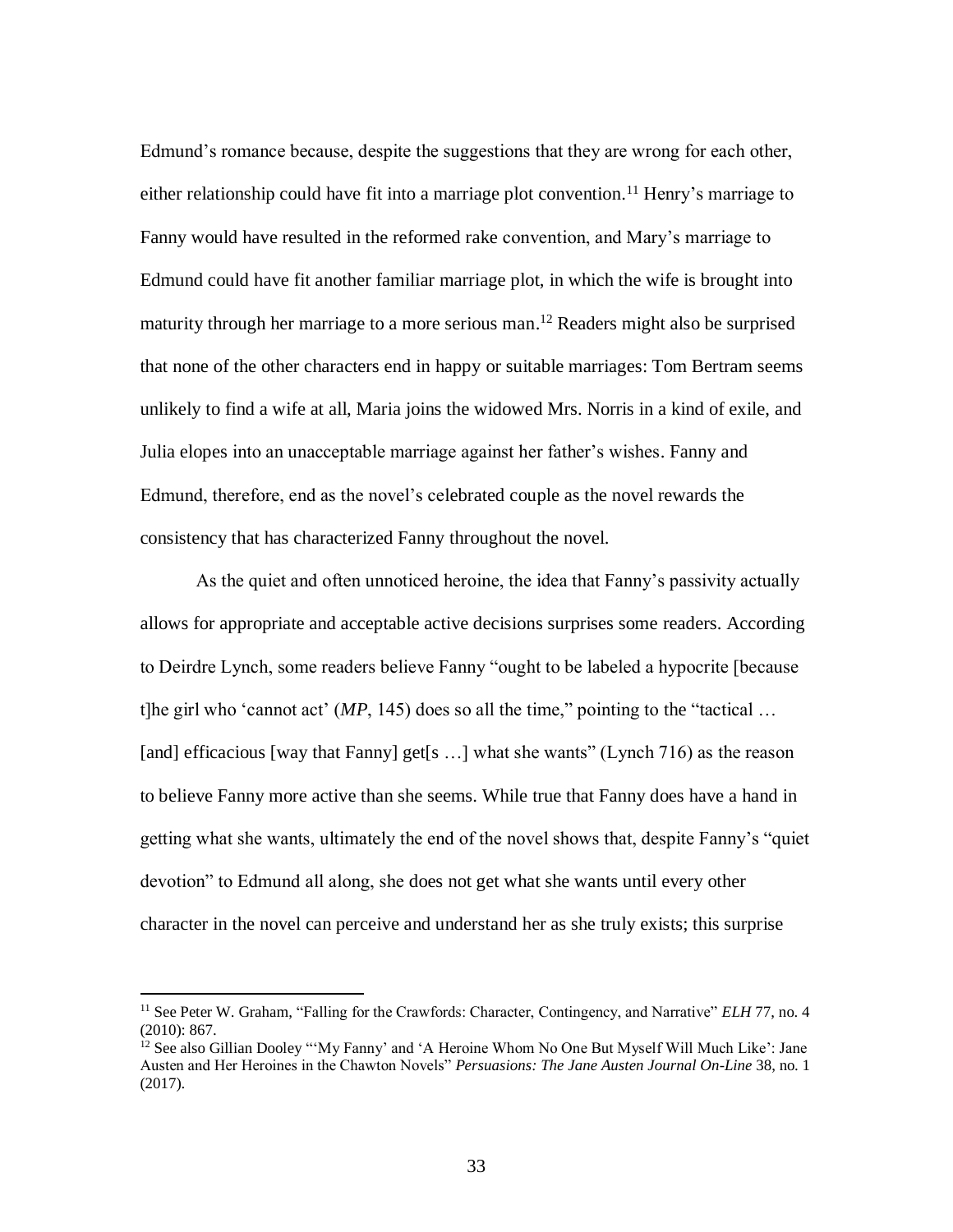Edmund's romance because, despite the suggestions that they are wrong for each other, either relationship could have fit into a marriage plot convention.[11] Henry's marriage to Fanny would have resulted in the reformed rake convention, and Mary's marriage to Edmund could have fit another familiar marriage plot, in which the wife is brought into maturity through her marriage to a more serious man.[12] Readers might also be surprised that none of the other characters end in happy or suitable marriages: Tom Bertram seems unlikely to find a wife at all, Maria joins the widowed Mrs. Norris in a kind of exile, and Julia elopes into an unacceptable marriage against her father's wishes. Fanny and Edmund, therefore, end as the novel's celebrated couple as the novel rewards the consistency that has characterized Fanny throughout the novel.

As the quiet and often unnoticed heroine, the idea that Fanny's passivity actually allows for appropriate and acceptable active decisions surprises some readers. According to Deirdre Lynch, some readers believe Fanny "ought to be labeled a hypocrite [because t]he girl who 'cannot act' (*MP*, 145) does so all the time," pointing to the "tactical … [and] efficacious [way that Fanny] get[s …] what she wants" (Lynch 716) as the reason to believe Fanny more active than she seems. While true that Fanny does have a hand in getting what she wants, ultimately the end of the novel shows that, despite Fanny's "quiet devotion" to Edmund all along, she does not get what she wants until every other character in the novel can perceive and understand her as she truly exists; this surprise

[11] See Peter W. Graham, "Falling for the Crawfords: Character, Contingency, and Narrative" *ELH* 77, no. 4 (2010): 867.

[12] See also Gillian Dooley "'My Fanny' and 'A Heroine Whom No One But Myself Will Much Like': Jane Austen and Her Heroines in the Chawton Novels" *Persuasions: The Jane Austen Journal On-Line* 38, no. 1 (2017).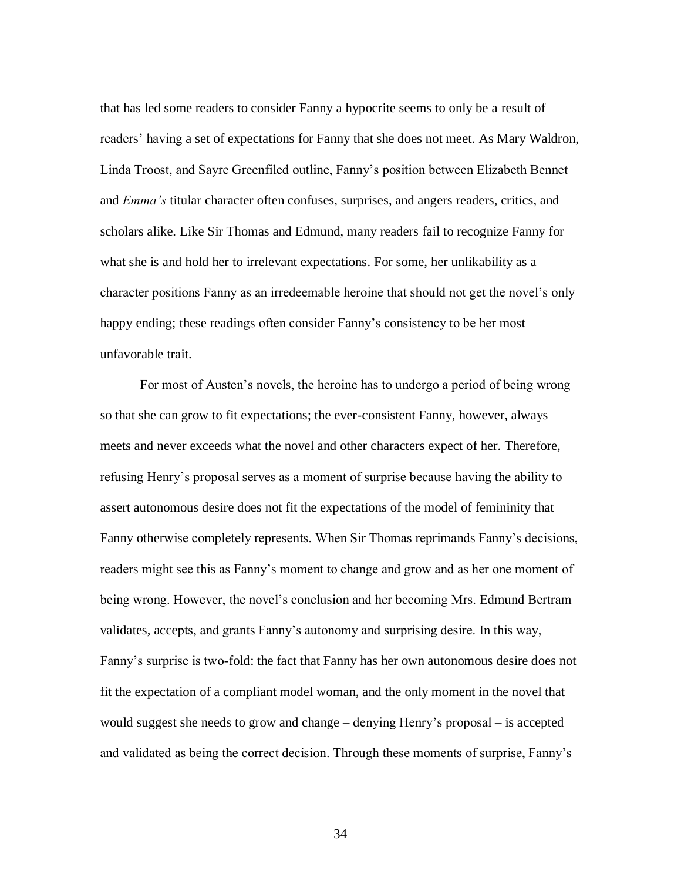that has led some readers to consider Fanny a hypocrite seems to only be a result of readers' having a set of expectations for Fanny that she does not meet. As Mary Waldron, Linda Troost, and Sayre Greenfiled outline, Fanny's position between Elizabeth Bennet and *Emma's* titular character often confuses, surprises, and angers readers, critics, and scholars alike. Like Sir Thomas and Edmund, many readers fail to recognize Fanny for what she is and hold her to irrelevant expectations. For some, her unlikability as a character positions Fanny as an irredeemable heroine that should not get the novel's only happy ending; these readings often consider Fanny's consistency to be her most unfavorable trait.

For most of Austen's novels, the heroine has to undergo a period of being wrong so that she can grow to fit expectations; the ever-consistent Fanny, however, always meets and never exceeds what the novel and other characters expect of her. Therefore, refusing Henry's proposal serves as a moment of surprise because having the ability to assert autonomous desire does not fit the expectations of the model of femininity that Fanny otherwise completely represents. When Sir Thomas reprimands Fanny's decisions, readers might see this as Fanny's moment to change and grow and as her one moment of being wrong. However, the novel's conclusion and her becoming Mrs. Edmund Bertram validates, accepts, and grants Fanny's autonomy and surprising desire. In this way, Fanny's surprise is two-fold: the fact that Fanny has her own autonomous desire does not fit the expectation of a compliant model woman, and the only moment in the novel that would suggest she needs to grow and change – denying Henry's proposal – is accepted and validated as being the correct decision. Through these moments of surprise, Fanny's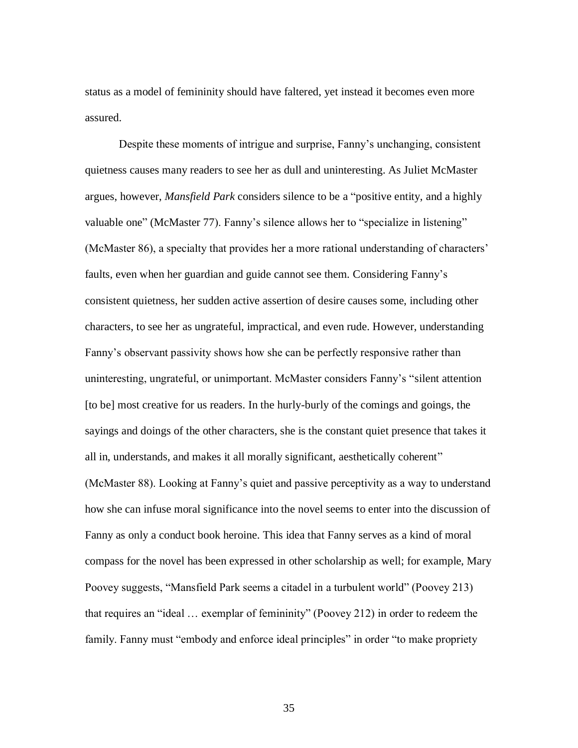status as a model of femininity should have faltered, yet instead it becomes even more assured.

Despite these moments of intrigue and surprise, Fanny's unchanging, consistent quietness causes many readers to see her as dull and uninteresting. As Juliet McMaster argues, however, *Mansfield Park* considers silence to be a "positive entity, and a highly valuable one" (McMaster 77). Fanny's silence allows her to "specialize in listening" (McMaster 86), a specialty that provides her a more rational understanding of characters' faults, even when her guardian and guide cannot see them. Considering Fanny's consistent quietness, her sudden active assertion of desire causes some, including other characters, to see her as ungrateful, impractical, and even rude. However, understanding Fanny's observant passivity shows how she can be perfectly responsive rather than uninteresting, ungrateful, or unimportant. McMaster considers Fanny's "silent attention [to be] most creative for us readers. In the hurly-burly of the comings and goings, the sayings and doings of the other characters, she is the constant quiet presence that takes it all in, understands, and makes it all morally significant, aesthetically coherent" (McMaster 88). Looking at Fanny's quiet and passive perceptivity as a way to understand how she can infuse moral significance into the novel seems to enter into the discussion of Fanny as only a conduct book heroine. This idea that Fanny serves as a kind of moral compass for the novel has been expressed in other scholarship as well; for example, Mary Poovey suggests, "Mansfield Park seems a citadel in a turbulent world" (Poovey 213) that requires an "ideal … exemplar of femininity" (Poovey 212) in order to redeem the family. Fanny must "embody and enforce ideal principles" in order "to make propriety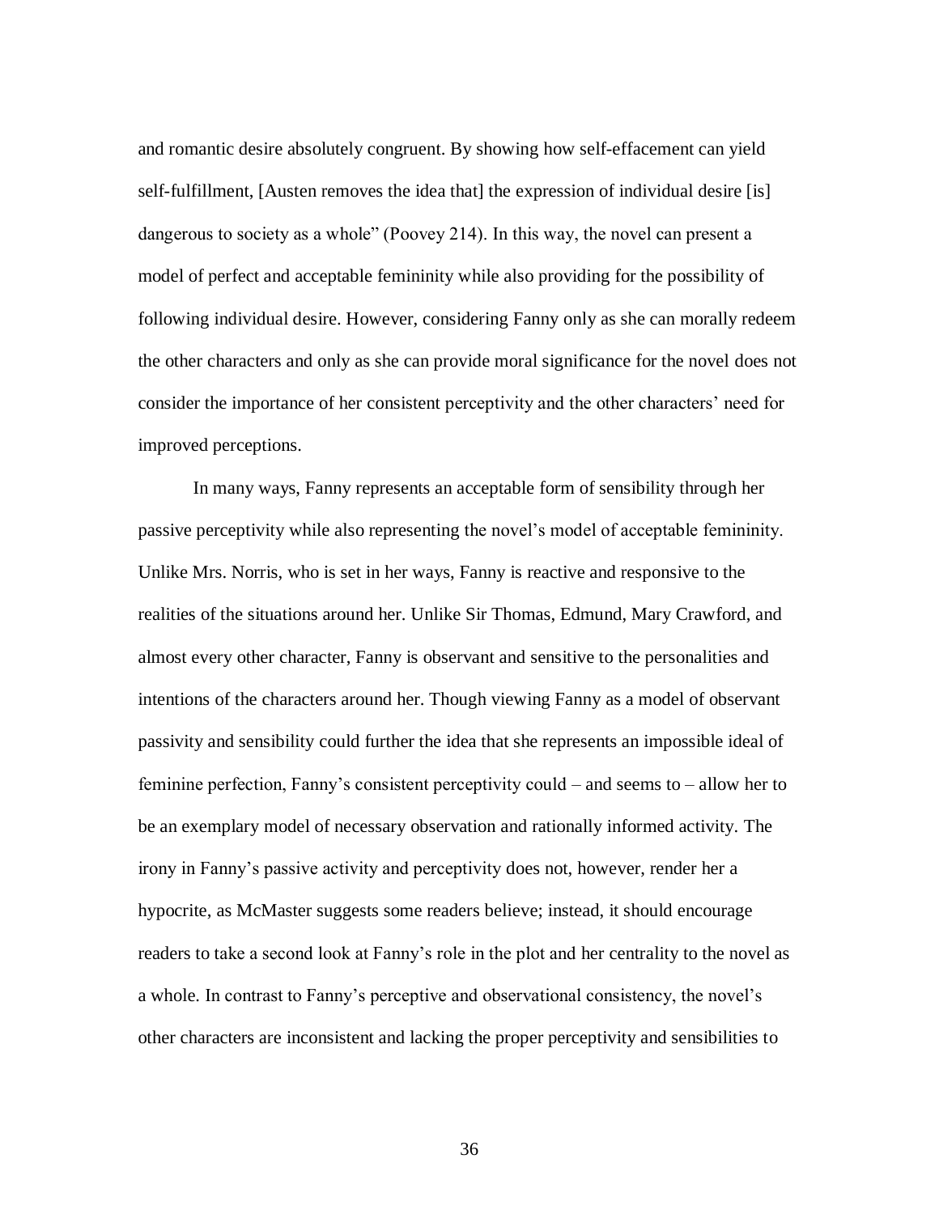and romantic desire absolutely congruent. By showing how self-effacement can yield self-fulfillment, [Austen removes the idea that] the expression of individual desire [is] dangerous to society as a whole" (Poovey 214). In this way, the novel can present a model of perfect and acceptable femininity while also providing for the possibility of following individual desire. However, considering Fanny only as she can morally redeem the other characters and only as she can provide moral significance for the novel does not consider the importance of her consistent perceptivity and the other characters' need for improved perceptions.

In many ways, Fanny represents an acceptable form of sensibility through her passive perceptivity while also representing the novel's model of acceptable femininity. Unlike Mrs. Norris, who is set in her ways, Fanny is reactive and responsive to the realities of the situations around her. Unlike Sir Thomas, Edmund, Mary Crawford, and almost every other character, Fanny is observant and sensitive to the personalities and intentions of the characters around her. Though viewing Fanny as a model of observant passivity and sensibility could further the idea that she represents an impossible ideal of feminine perfection, Fanny's consistent perceptivity could – and seems to – allow her to be an exemplary model of necessary observation and rationally informed activity. The irony in Fanny's passive activity and perceptivity does not, however, render her a hypocrite, as McMaster suggests some readers believe; instead, it should encourage readers to take a second look at Fanny's role in the plot and her centrality to the novel as a whole. In contrast to Fanny's perceptive and observational consistency, the novel's other characters are inconsistent and lacking the proper perceptivity and sensibilities to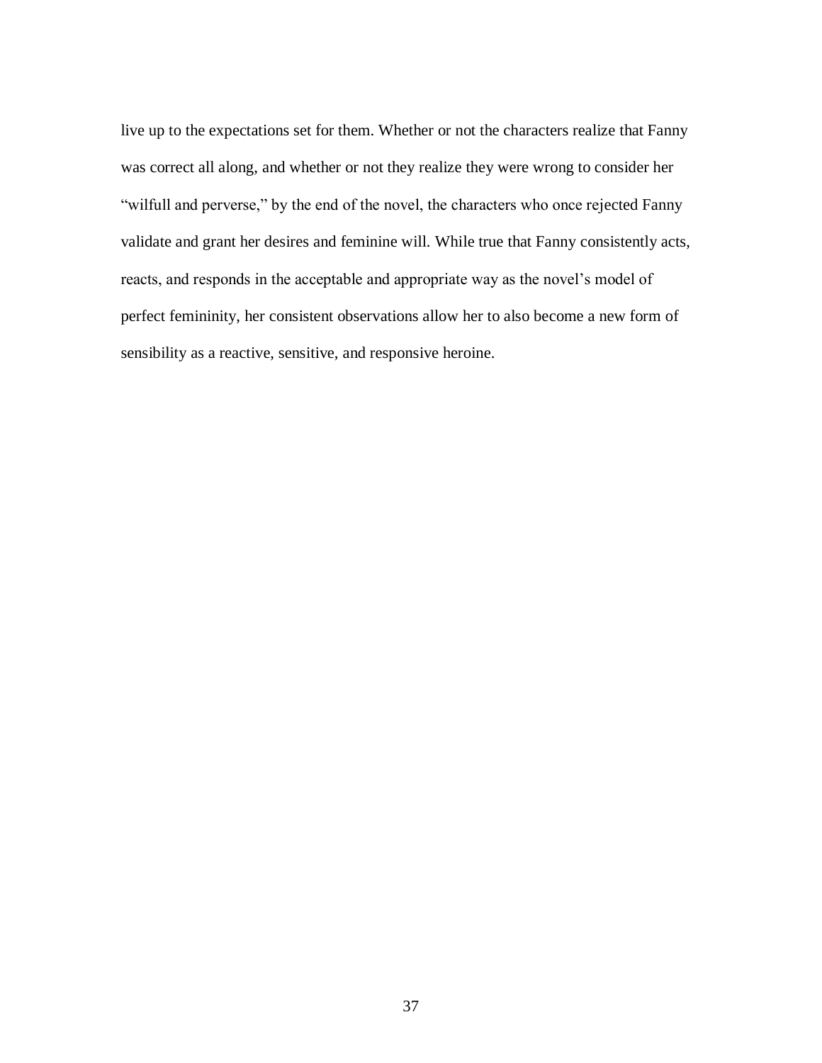live up to the expectations set for them. Whether or not the characters realize that Fanny was correct all along, and whether or not they realize they were wrong to consider her "wilfull and perverse," by the end of the novel, the characters who once rejected Fanny validate and grant her desires and feminine will. While true that Fanny consistently acts, reacts, and responds in the acceptable and appropriate way as the novel's model of perfect femininity, her consistent observations allow her to also become a new form of sensibility as a reactive, sensitive, and responsive heroine.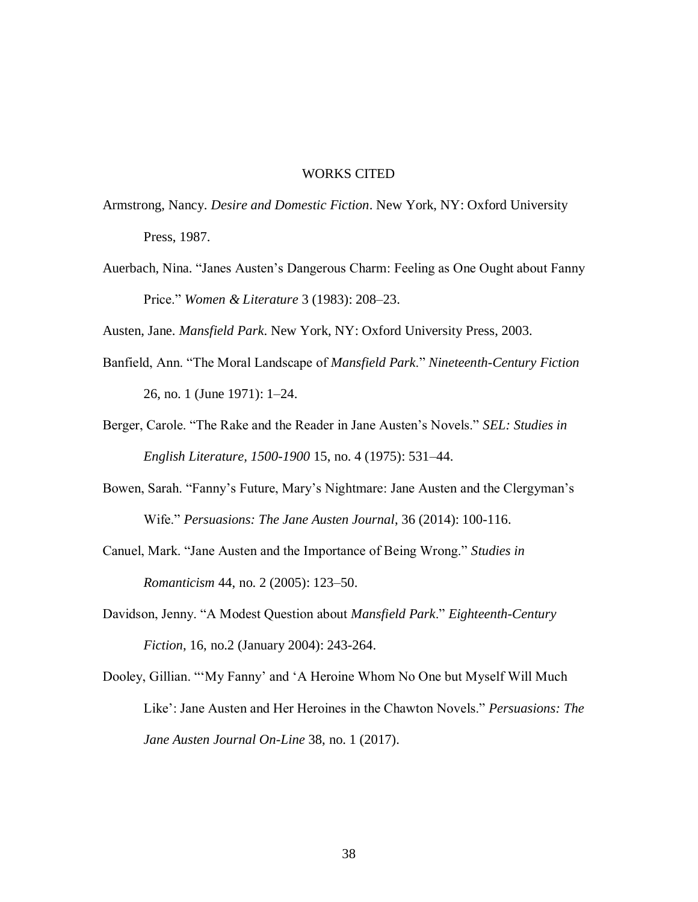# WORKS CITED

Armstrong, Nancy. *Desire and Domestic Fiction*. New York, NY: Oxford University Press, 1987.

Auerbach, Nina. "Janes Austen's Dangerous Charm: Feeling as One Ought about Fanny Price." *Women & Literature* 3 (1983): 208–23.

Austen, Jane. *Mansfield Park*. New York, NY: Oxford University Press, 2003.

Banfield, Ann. "The Moral Landscape of *Mansfield Park*." *Nineteenth-Century Fiction* 26, no. 1 (June 1971): 1–24.

Berger, Carole. "The Rake and the Reader in Jane Austen's Novels." *SEL: Studies in English Literature, 1500-1900* 15, no. 4 (1975): 531–44.

Bowen, Sarah. "Fanny's Future, Mary's Nightmare: Jane Austen and the Clergyman's Wife." *Persuasions: The Jane Austen Journal*, 36 (2014): 100-116.

Canuel, Mark. "Jane Austen and the Importance of Being Wrong." *Studies in Romanticism* 44, no. 2 (2005): 123–50.

Davidson, Jenny. "A Modest Question about *Mansfield Park*." *Eighteenth-Century Fiction*, 16, no.2 (January 2004): 243-264.

Dooley, Gillian. "'My Fanny' and 'A Heroine Whom No One but Myself Will Much Like': Jane Austen and Her Heroines in the Chawton Novels." *Persuasions: The Jane Austen Journal On-Line* 38, no. 1 (2017).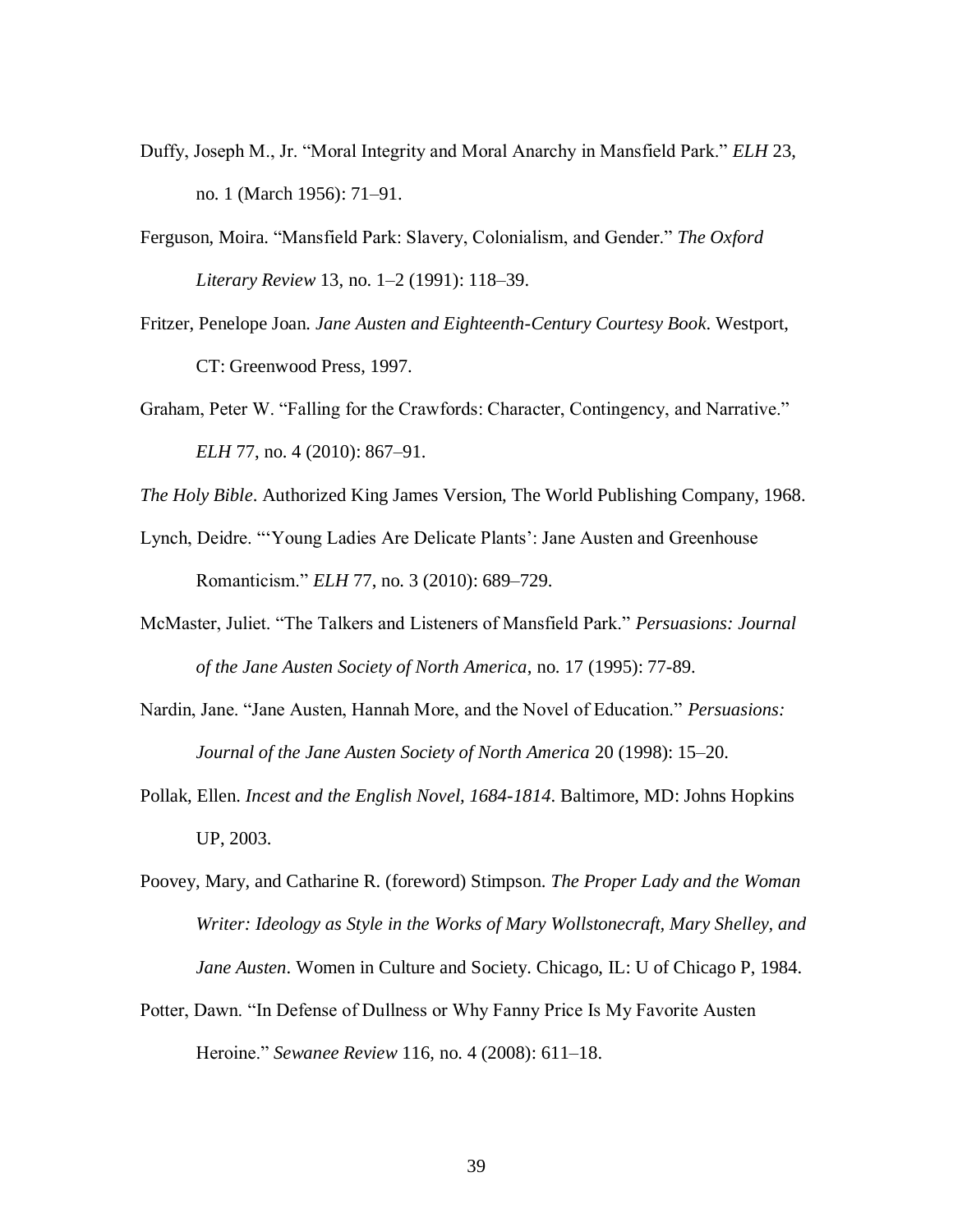Duffy, Joseph M., Jr. "Moral Integrity and Moral Anarchy in Mansfield Park." *ELH* 23, no. 1 (March 1956): 71–91.

Ferguson, Moira. "Mansfield Park: Slavery, Colonialism, and Gender." *The Oxford Literary Review* 13, no. 1–2 (1991): 118–39.

Fritzer, Penelope Joan. *Jane Austen and Eighteenth-Century Courtesy Book*. Westport, CT: Greenwood Press, 1997.

Graham, Peter W. "Falling for the Crawfords: Character, Contingency, and Narrative." *ELH* 77, no. 4 (2010): 867–91.

*The Holy Bible*. Authorized King James Version, The World Publishing Company, 1968.

Lynch, Deidre. "'Young Ladies Are Delicate Plants': Jane Austen and Greenhouse Romanticism." *ELH* 77, no. 3 (2010): 689–729.

McMaster, Juliet. "The Talkers and Listeners of Mansfield Park." *Persuasions: Journal of the Jane Austen Society of North America*, no. 17 (1995): 77-89.

Nardin, Jane. "Jane Austen, Hannah More, and the Novel of Education." *Persuasions: Journal of the Jane Austen Society of North America* 20 (1998): 15–20.

Pollak, Ellen. *Incest and the English Novel, 1684-1814*. Baltimore, MD: Johns Hopkins UP, 2003.

Poovey, Mary, and Catharine R. (foreword) Stimpson. *The Proper Lady and the Woman Writer: Ideology as Style in the Works of Mary Wollstonecraft, Mary Shelley, and Jane Austen*. Women in Culture and Society. Chicago, IL: U of Chicago P, 1984.

Potter, Dawn. "In Defense of Dullness or Why Fanny Price Is My Favorite Austen Heroine." *Sewanee Review* 116, no. 4 (2008): 611–18.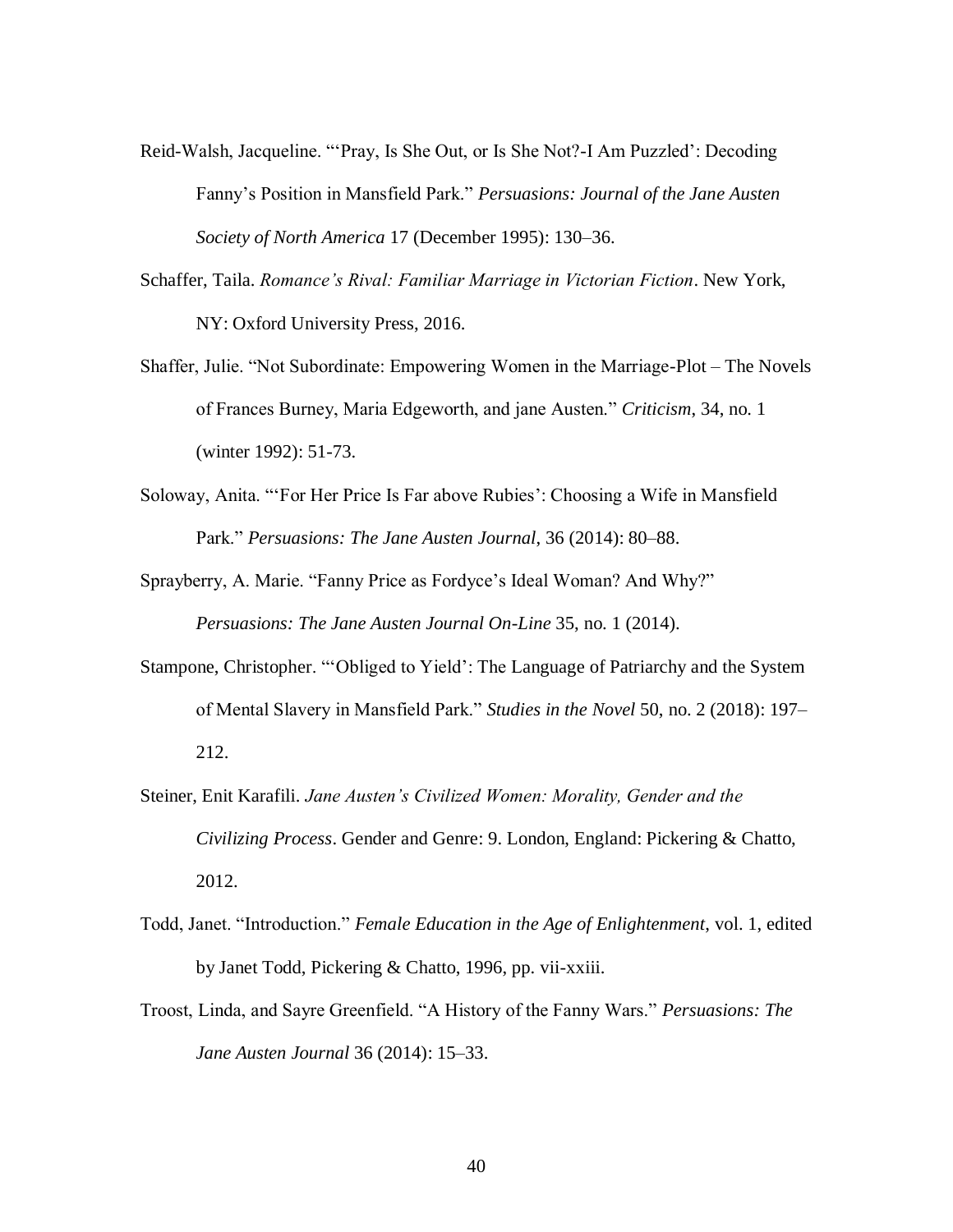Reid-Walsh, Jacqueline. "'Pray, Is She Out, or Is She Not?-I Am Puzzled': Decoding Fanny's Position in Mansfield Park." *Persuasions: Journal of the Jane Austen Society of North America* 17 (December 1995): 130–36.

Schaffer, Taila. *Romance's Rival: Familiar Marriage in Victorian Fiction*. New York, NY: Oxford University Press, 2016.

Shaffer, Julie. "Not Subordinate: Empowering Women in the Marriage-Plot – The Novels of Frances Burney, Maria Edgeworth, and jane Austen." *Criticism*, 34, no. 1 (winter 1992): 51-73.

Soloway, Anita. "'For Her Price Is Far above Rubies': Choosing a Wife in Mansfield Park." *Persuasions: The Jane Austen Journal*, 36 (2014): 80–88.

Sprayberry, A. Marie. "Fanny Price as Fordyce's Ideal Woman? And Why?" *Persuasions: The Jane Austen Journal On-Line* 35, no. 1 (2014).

Stampone, Christopher. "'Obliged to Yield': The Language of Patriarchy and the System of Mental Slavery in Mansfield Park." *Studies in the Novel* 50, no. 2 (2018): 197–212.

Steiner, Enit Karafili. *Jane Austen's Civilized Women: Morality, Gender and the Civilizing Process*. Gender and Genre: 9. London, England: Pickering & Chatto, 2012.

Todd, Janet. "Introduction." *Female Education in the Age of Enlightenment*, vol. 1, edited by Janet Todd, Pickering & Chatto, 1996, pp. vii-xxiii.

Troost, Linda, and Sayre Greenfield. "A History of the Fanny Wars." *Persuasions: The Jane Austen Journal* 36 (2014): 15–33.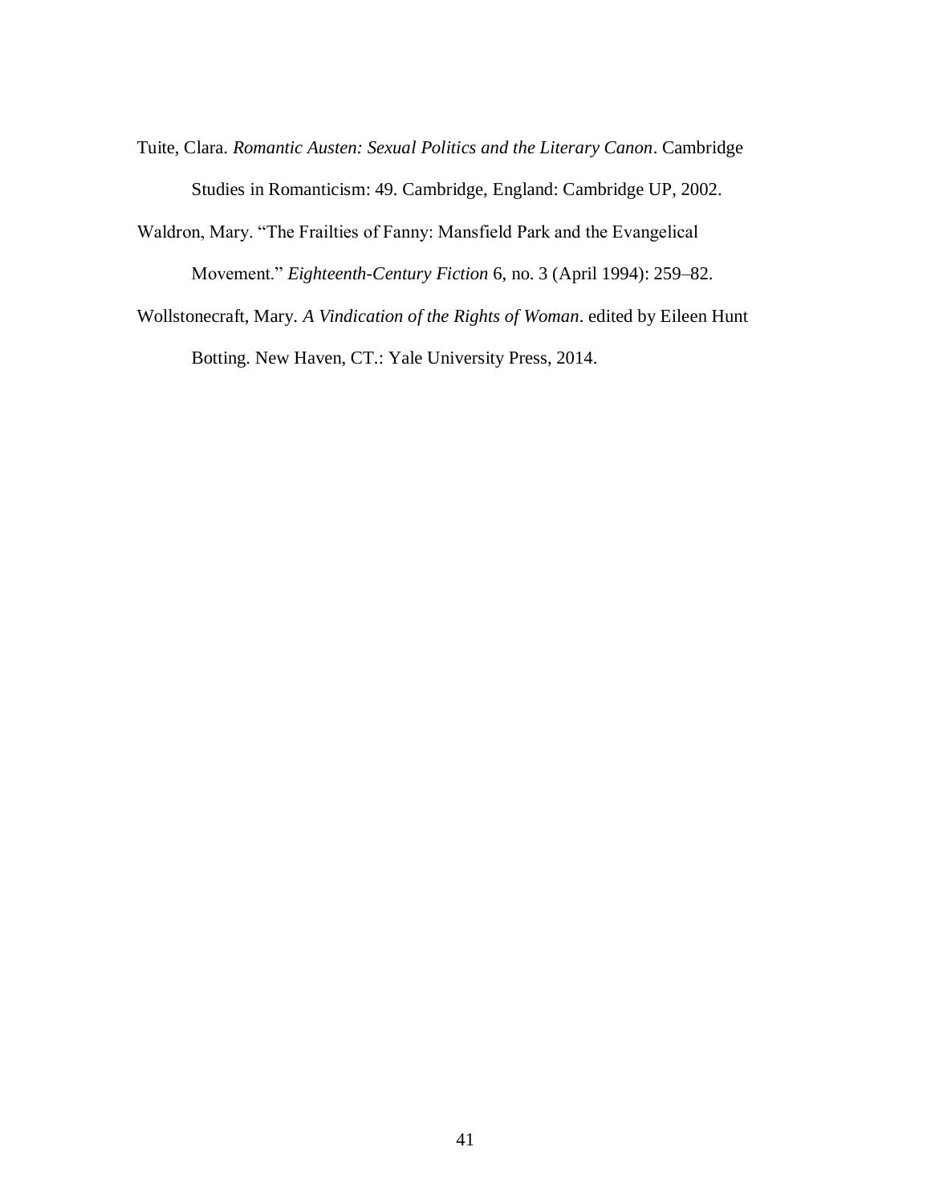Tuite, Clara. *Romantic Austen: Sexual Politics and the Literary Canon*. Cambridge Studies in Romanticism: 49. Cambridge, England: Cambridge UP, 2002.

Waldron, Mary. "The Frailties of Fanny: Mansfield Park and the Evangelical Movement." *Eighteenth-Century Fiction* 6, no. 3 (April 1994): 259–82.

Wollstonecraft, Mary. *A Vindication of the Rights of Woman*. edited by Eileen Hunt Botting. New Haven, CT.: Yale University Press, 2014.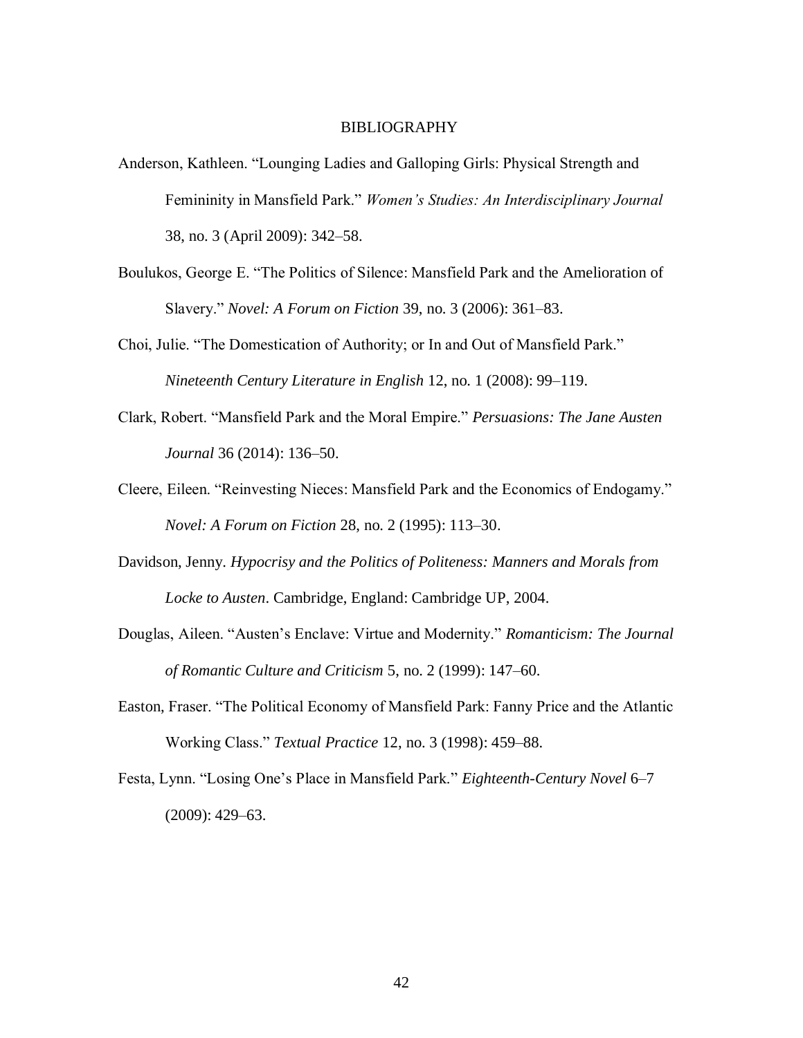# BIBLIOGRAPHY

Anderson, Kathleen. "Lounging Ladies and Galloping Girls: Physical Strength and Femininity in Mansfield Park." *Women's Studies: An Interdisciplinary Journal* 38, no. 3 (April 2009): 342–58.

Boulukos, George E. "The Politics of Silence: Mansfield Park and the Amelioration of Slavery." *Novel: A Forum on Fiction* 39, no. 3 (2006): 361–83.

Choi, Julie. "The Domestication of Authority; or In and Out of Mansfield Park." *Nineteenth Century Literature in English* 12, no. 1 (2008): 99–119.

Clark, Robert. "Mansfield Park and the Moral Empire." *Persuasions: The Jane Austen Journal* 36 (2014): 136–50.

Cleere, Eileen. "Reinvesting Nieces: Mansfield Park and the Economics of Endogamy." *Novel: A Forum on Fiction* 28, no. 2 (1995): 113–30.

Davidson, Jenny. *Hypocrisy and the Politics of Politeness: Manners and Morals from Locke to Austen*. Cambridge, England: Cambridge UP, 2004.

Douglas, Aileen. "Austen's Enclave: Virtue and Modernity." *Romanticism: The Journal of Romantic Culture and Criticism* 5, no. 2 (1999): 147–60.

Easton, Fraser. "The Political Economy of Mansfield Park: Fanny Price and the Atlantic Working Class." *Textual Practice* 12, no. 3 (1998): 459–88.

Festa, Lynn. "Losing One's Place in Mansfield Park." *Eighteenth-Century Novel* 6–7 (2009): 429–63.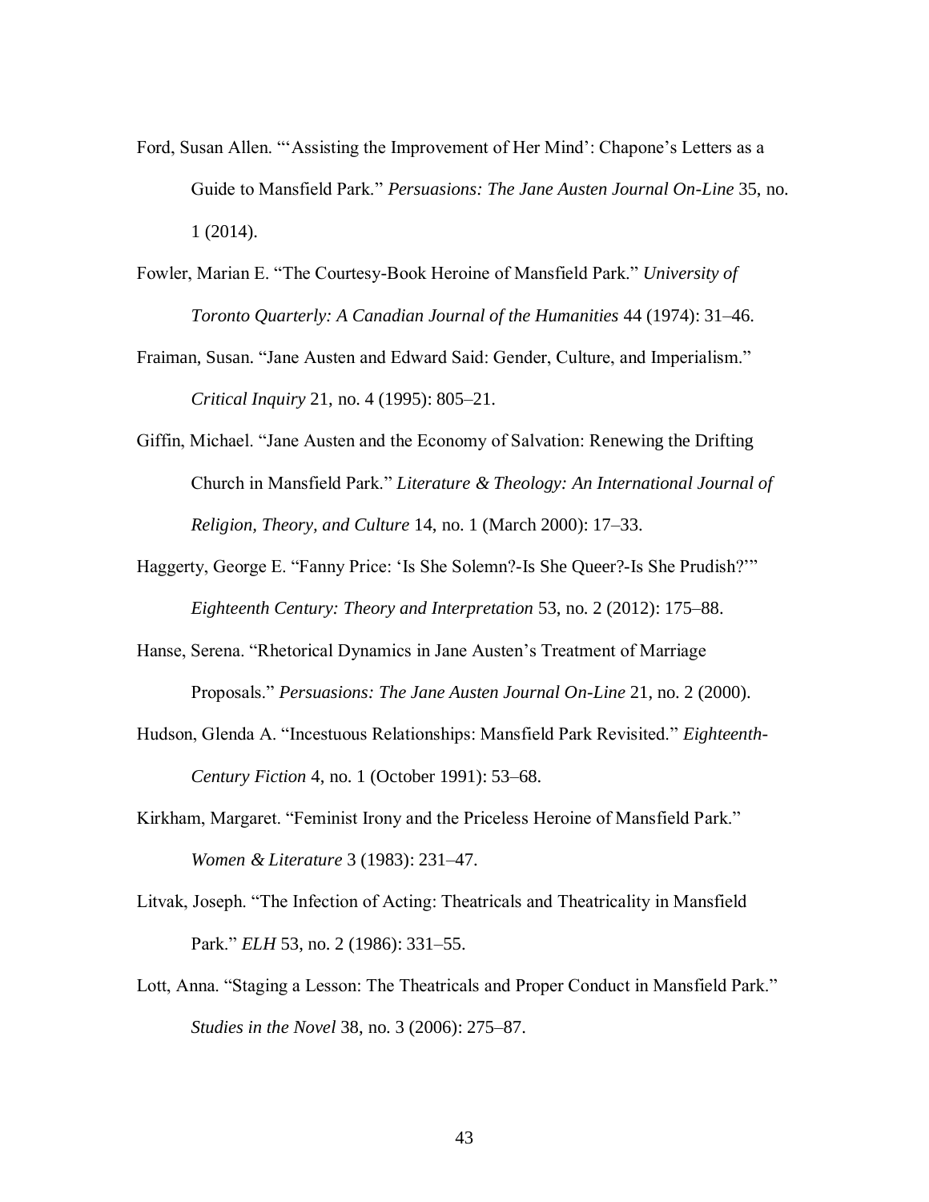Ford, Susan Allen. "'Assisting the Improvement of Her Mind': Chapone's Letters as a Guide to Mansfield Park." *Persuasions: The Jane Austen Journal On-Line* 35, no. 1 (2014).

Fowler, Marian E. "The Courtesy-Book Heroine of Mansfield Park." *University of Toronto Quarterly: A Canadian Journal of the Humanities* 44 (1974): 31–46.

Fraiman, Susan. "Jane Austen and Edward Said: Gender, Culture, and Imperialism." *Critical Inquiry* 21, no. 4 (1995): 805–21.

Giffin, Michael. "Jane Austen and the Economy of Salvation: Renewing the Drifting Church in Mansfield Park." *Literature & Theology: An International Journal of Religion, Theory, and Culture* 14, no. 1 (March 2000): 17–33.

Haggerty, George E. "Fanny Price: 'Is She Solemn?-Is She Queer?-Is She Prudish?'" *Eighteenth Century: Theory and Interpretation* 53, no. 2 (2012): 175–88.

Hanse, Serena. "Rhetorical Dynamics in Jane Austen's Treatment of Marriage Proposals." *Persuasions: The Jane Austen Journal On-Line* 21, no. 2 (2000).

Hudson, Glenda A. "Incestuous Relationships: Mansfield Park Revisited." *Eighteenth-Century Fiction* 4, no. 1 (October 1991): 53–68.

Kirkham, Margaret. "Feminist Irony and the Priceless Heroine of Mansfield Park." *Women & Literature* 3 (1983): 231–47.

Litvak, Joseph. "The Infection of Acting: Theatricals and Theatricality in Mansfield Park." *ELH* 53, no. 2 (1986): 331–55.

Lott, Anna. "Staging a Lesson: The Theatricals and Proper Conduct in Mansfield Park." *Studies in the Novel* 38, no. 3 (2006): 275–87.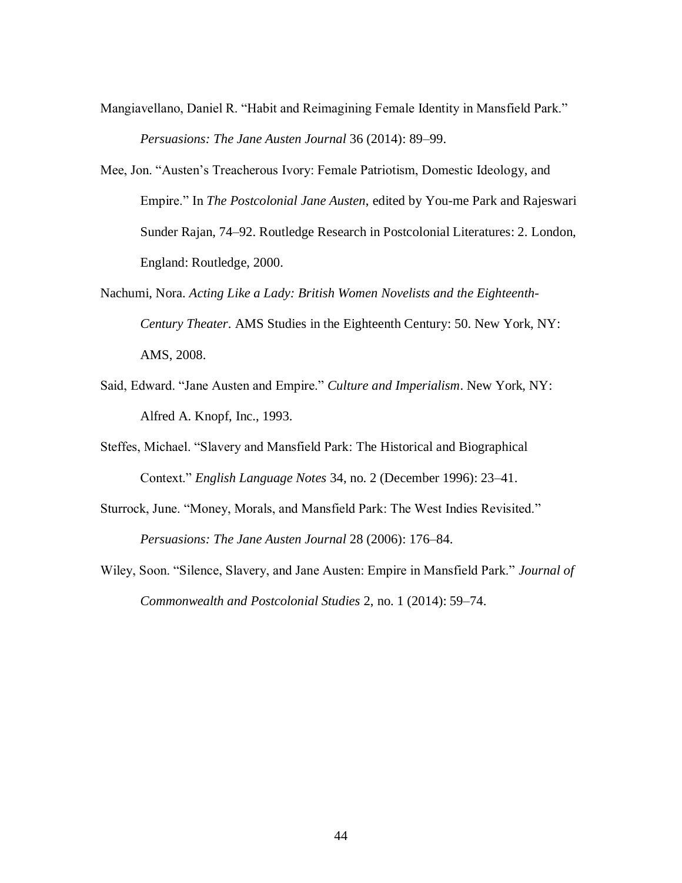Mangiavellano, Daniel R. "Habit and Reimagining Female Identity in Mansfield Park." *Persuasions: The Jane Austen Journal* 36 (2014): 89–99.

Mee, Jon. "Austen's Treacherous Ivory: Female Patriotism, Domestic Ideology, and Empire." In *The Postcolonial Jane Austen*, edited by You-me Park and Rajeswari Sunder Rajan, 74–92. Routledge Research in Postcolonial Literatures: 2. London, England: Routledge, 2000.

Nachumi, Nora. *Acting Like a Lady: British Women Novelists and the Eighteenth-Century Theater*. AMS Studies in the Eighteenth Century: 50. New York, NY: AMS, 2008.

Said, Edward. "Jane Austen and Empire." *Culture and Imperialism*. New York, NY: Alfred A. Knopf, Inc., 1993.

Steffes, Michael. "Slavery and Mansfield Park: The Historical and Biographical Context." *English Language Notes* 34, no. 2 (December 1996): 23–41.

Sturrock, June. "Money, Morals, and Mansfield Park: The West Indies Revisited." *Persuasions: The Jane Austen Journal* 28 (2006): 176–84.

Wiley, Soon. "Silence, Slavery, and Jane Austen: Empire in Mansfield Park." *Journal of Commonwealth and Postcolonial Studies* 2, no. 1 (2014): 59–74.